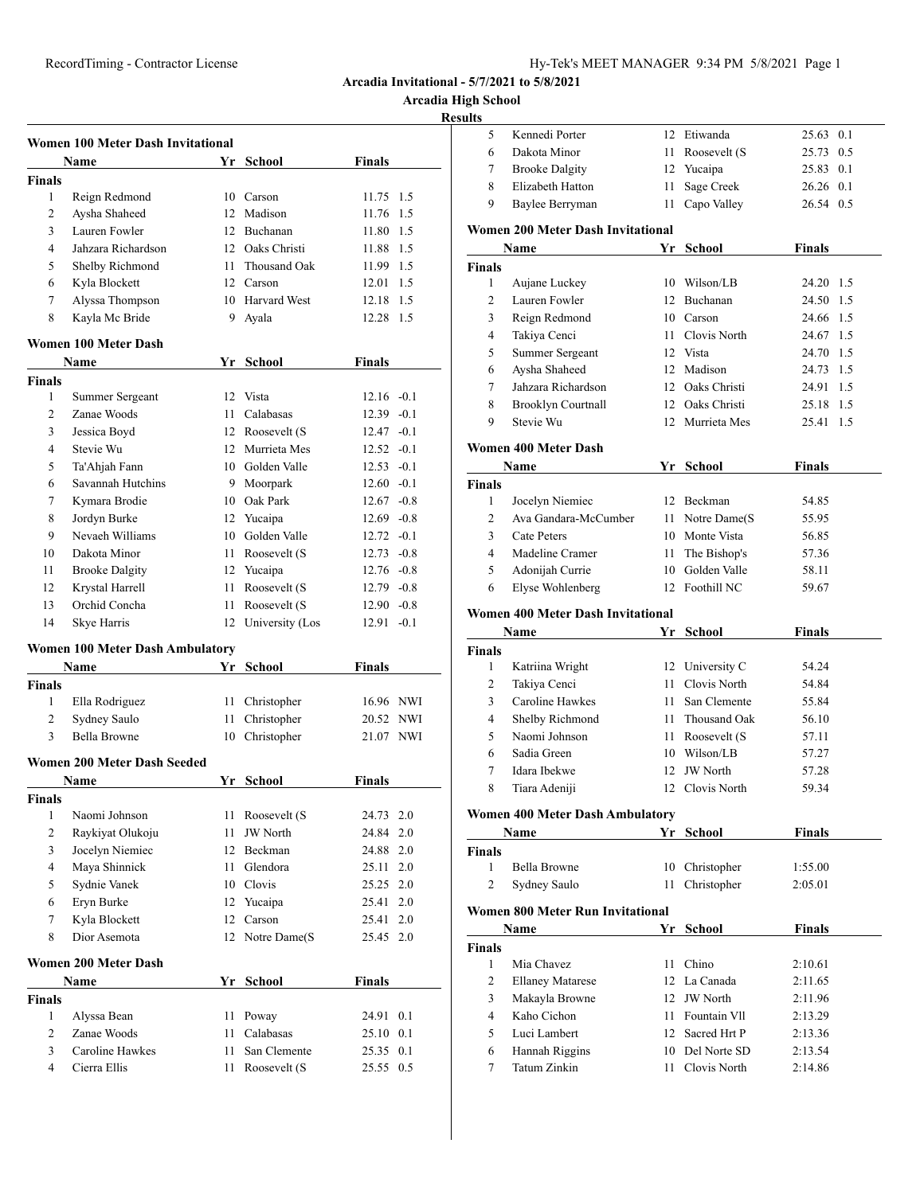# Arcadia Invitational - 5/7/2021 to 5/8/2021

## Arcadia High School

## Results

### Women 100 Meter Dash Invitational

| | Name | Yr | School | Finals | |
|---|---|---|---|---|---|
| **Finals** | | | | | |
| 1 | Reign Redmond | 10 | Carson | 11.75 | 1.5 |
| 2 | Aysha Shaheed | 12 | Madison | 11.76 | 1.5 |
| 3 | Lauren Fowler | 12 | Buchanan | 11.80 | 1.5 |
| 4 | Jahzara Richardson | 12 | Oaks Christi | 11.88 | 1.5 |
| 5 | Shelby Richmond | 11 | Thousand Oak | 11.99 | 1.5 |
| 6 | Kyla Blockett | 12 | Carson | 12.01 | 1.5 |
| 7 | Alyssa Thompson | 10 | Harvard West | 12.18 | 1.5 |
| 8 | Kayla Mc Bride | 9 | Ayala | 12.28 | 1.5 |

### Women 100 Meter Dash

| | Name | Yr | School | Finals | |
|---|---|---|---|---|---|
| **Finals** | | | | | |
| 1 | Summer Sergeant | 12 | Vista | 12.16 | -0.1 |
| 2 | Zanae Woods | 11 | Calabasas | 12.39 | -0.1 |
| 3 | Jessica Boyd | 12 | Roosevelt (S | 12.47 | -0.1 |
| 4 | Stevie Wu | 12 | Murrieta Mes | 12.52 | -0.1 |
| 5 | Ta'Ahjah Fann | 10 | Golden Valle | 12.53 | -0.1 |
| 6 | Savannah Hutchins | 9 | Moorpark | 12.60 | -0.1 |
| 7 | Kymara Brodie | 10 | Oak Park | 12.67 | -0.8 |
| 8 | Jordyn Burke | 12 | Yucaipa | 12.69 | -0.8 |
| 9 | Nevaeh Williams | 10 | Golden Valle | 12.72 | -0.1 |
| 10 | Dakota Minor | 11 | Roosevelt (S | 12.73 | -0.8 |
| 11 | Brooke Dalgity | 12 | Yucaipa | 12.76 | -0.8 |
| 12 | Krystal Harrell | 11 | Roosevelt (S | 12.79 | -0.8 |
| 13 | Orchid Concha | 11 | Roosevelt (S | 12.90 | -0.8 |
| 14 | Skye Harris | 12 | University (Los | 12.91 | -0.1 |

### Women 100 Meter Dash Ambulatory

| | Name | Yr | School | Finals | |
|---|---|---|---|---|---|
| **Finals** | | | | | |
| 1 | Ella Rodriguez | 11 | Christopher | 16.96 | NWI |
| 2 | Sydney Saulo | 11 | Christopher | 20.52 | NWI |
| 3 | Bella Browne | 10 | Christopher | 21.07 | NWI |

### Women 200 Meter Dash Seeded

| | Name | Yr | School | Finals | |
|---|---|---|---|---|---|
| **Finals** | | | | | |
| 1 | Naomi Johnson | 11 | Roosevelt (S | 24.73 | 2.0 |
| 2 | Raykiyat Olukoju | 11 | JW North | 24.84 | 2.0 |
| 3 | Jocelyn Niemiec | 12 | Beckman | 24.88 | 2.0 |
| 4 | Maya Shinnick | 11 | Glendora | 25.11 | 2.0 |
| 5 | Sydnie Vanek | 10 | Clovis | 25.25 | 2.0 |
| 6 | Eryn Burke | 12 | Yucaipa | 25.41 | 2.0 |
| 7 | Kyla Blockett | 12 | Carson | 25.41 | 2.0 |
| 8 | Dior Asemota | 12 | Notre Dame(S | 25.45 | 2.0 |

### Women 200 Meter Dash

| | Name | Yr | School | Finals | |
|---|---|---|---|---|---|
| **Finals** | | | | | |
| 1 | Alyssa Bean | 11 | Poway | 24.91 | 0.1 |
| 2 | Zanae Woods | 11 | Calabasas | 25.10 | 0.1 |
| 3 | Caroline Hawkes | 11 | San Clemente | 25.35 | 0.1 |
| 4 | Cierra Ellis | 11 | Roosevelt (S | 25.55 | 0.5 |
| 5 | Kennedi Porter | 12 | Etiwanda | 25.63 | 0.1 |
| 6 | Dakota Minor | 11 | Roosevelt (S | 25.73 | 0.5 |
| 7 | Brooke Dalgity | 12 | Yucaipa | 25.83 | 0.1 |
| 8 | Elizabeth Hatton | 11 | Sage Creek | 26.26 | 0.1 |
| 9 | Baylee Berryman | 11 | Capo Valley | 26.54 | 0.5 |

### Women 200 Meter Dash Invitational

| | Name | Yr | School | Finals | |
|---|---|---|---|---|---|
| **Finals** | | | | | |
| 1 | Aujane Luckey | 10 | Wilson/LB | 24.20 | 1.5 |
| 2 | Lauren Fowler | 12 | Buchanan | 24.50 | 1.5 |
| 3 | Reign Redmond | 10 | Carson | 24.66 | 1.5 |
| 4 | Takiya Cenci | 11 | Clovis North | 24.67 | 1.5 |
| 5 | Summer Sergeant | 12 | Vista | 24.70 | 1.5 |
| 6 | Aysha Shaheed | 12 | Madison | 24.73 | 1.5 |
| 7 | Jahzara Richardson | 12 | Oaks Christi | 24.91 | 1.5 |
| 8 | Brooklyn Courtnall | 12 | Oaks Christi | 25.18 | 1.5 |
| 9 | Stevie Wu | 12 | Murrieta Mes | 25.41 | 1.5 |

### Women 400 Meter Dash

| | Name | Yr | School | Finals |
|---|---|---|---|---|
| **Finals** | | | | |
| 1 | Jocelyn Niemiec | 12 | Beckman | 54.85 |
| 2 | Ava Gandara-McCumber | 11 | Notre Dame(S | 55.95 |
| 3 | Cate Peters | 10 | Monte Vista | 56.85 |
| 4 | Madeline Cramer | 11 | The Bishop's | 57.36 |
| 5 | Adonijah Currie | 10 | Golden Valle | 58.11 |
| 6 | Elyse Wohlenberg | 12 | Foothill NC | 59.67 |

### Women 400 Meter Dash Invitational

| | Name | Yr | School | Finals |
|---|---|---|---|---|
| **Finals** | | | | |
| 1 | Katriina Wright | 12 | University C | 54.24 |
| 2 | Takiya Cenci | 11 | Clovis North | 54.84 |
| 3 | Caroline Hawkes | 11 | San Clemente | 55.84 |
| 4 | Shelby Richmond | 11 | Thousand Oak | 56.10 |
| 5 | Naomi Johnson | 11 | Roosevelt (S | 57.11 |
| 6 | Sadia Green | 10 | Wilson/LB | 57.27 |
| 7 | Idara Ibekwe | 12 | JW North | 57.28 |
| 8 | Tiara Adeniji | 12 | Clovis North | 59.34 |

### Women 400 Meter Dash Ambulatory

| | Name | Yr | School | Finals |
|---|---|---|---|---|
| **Finals** | | | | |
| 1 | Bella Browne | 10 | Christopher | 1:55.00 |
| 2 | Sydney Saulo | 11 | Christopher | 2:05.01 |

### Women 800 Meter Run Invitational

| | Name | Yr | School | Finals |
|---|---|---|---|---|
| **Finals** | | | | |
| 1 | Mia Chavez | 11 | Chino | 2:10.61 |
| 2 | Ellaney Matarese | 12 | La Canada | 2:11.65 |
| 3 | Makayla Browne | 12 | JW North | 2:11.96 |
| 4 | Kaho Cichon | 11 | Fountain Vll | 2:13.29 |
| 5 | Luci Lambert | 12 | Sacred Hrt P | 2:13.36 |
| 6 | Hannah Riggins | 10 | Del Norte SD | 2:13.54 |
| 7 | Tatum Zinkin | 11 | Clovis North | 2:14.86 |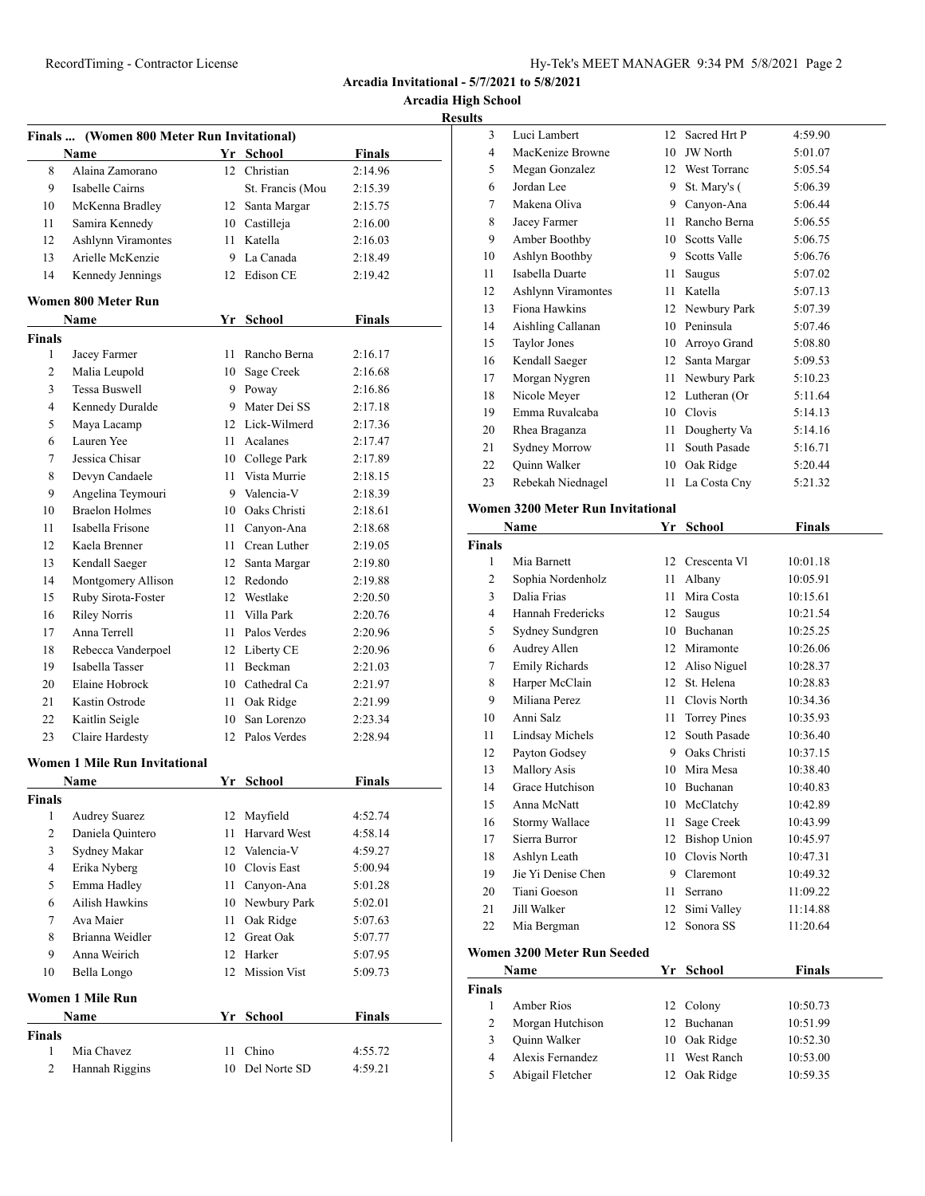Arcadia Invitational - 5/7/2021 to 5/8/2021

Arcadia High School

Results

### Finals ... (Women 800 Meter Run Invitational)

| | Name | Yr | School | Finals |
|---|---|---|---|---|
| 8 | Alaina Zamorano | 12 | Christian | 2:14.96 |
| 9 | Isabelle Cairns | | St. Francis (Mou | 2:15.39 |
| 10 | McKenna Bradley | 12 | Santa Margar | 2:15.75 |
| 11 | Samira Kennedy | 10 | Castilleja | 2:16.00 |
| 12 | Ashlynn Viramontes | 11 | Katella | 2:16.03 |
| 13 | Arielle McKenzie | 9 | La Canada | 2:18.49 |
| 14 | Kennedy Jennings | 12 | Edison CE | 2:19.42 |

### Women 800 Meter Run

| | Name | Yr | School | Finals |
|---|---|---|---|---|
| **Finals** | | | | |
| 1 | Jacey Farmer | 11 | Rancho Berna | 2:16.17 |
| 2 | Malia Leupold | 10 | Sage Creek | 2:16.68 |
| 3 | Tessa Buswell | 9 | Poway | 2:16.86 |
| 4 | Kennedy Duralde | 9 | Mater Dei SS | 2:17.18 |
| 5 | Maya Lacamp | 12 | Lick-Wilmerd | 2:17.36 |
| 6 | Lauren Yee | 11 | Acalanes | 2:17.47 |
| 7 | Jessica Chisar | 10 | College Park | 2:17.89 |
| 8 | Devyn Candaele | 11 | Vista Murrie | 2:18.15 |
| 9 | Angelina Teymouri | 9 | Valencia-V | 2:18.39 |
| 10 | Braelon Holmes | 10 | Oaks Christi | 2:18.61 |
| 11 | Isabella Frisone | 11 | Canyon-Ana | 2:18.68 |
| 12 | Kaela Brenner | 11 | Crean Luther | 2:19.05 |
| 13 | Kendall Saeger | 12 | Santa Margar | 2:19.80 |
| 14 | Montgomery Allison | 12 | Redondo | 2:19.88 |
| 15 | Ruby Sirota-Foster | 12 | Westlake | 2:20.50 |
| 16 | Riley Norris | 11 | Villa Park | 2:20.76 |
| 17 | Anna Terrell | 11 | Palos Verdes | 2:20.96 |
| 18 | Rebecca Vanderpoel | 12 | Liberty CE | 2:20.96 |
| 19 | Isabella Tasser | 11 | Beckman | 2:21.03 |
| 20 | Elaine Hobrock | 10 | Cathedral Ca | 2:21.97 |
| 21 | Kastin Ostrode | 11 | Oak Ridge | 2:21.99 |
| 22 | Kaitlin Seigle | 10 | San Lorenzo | 2:23.34 |
| 23 | Claire Hardesty | 12 | Palos Verdes | 2:28.94 |

### Women 1 Mile Run Invitational

| | Name | Yr | School | Finals |
|---|---|---|---|---|
| **Finals** | | | | |
| 1 | Audrey Suarez | 12 | Mayfield | 4:52.74 |
| 2 | Daniela Quintero | 11 | Harvard West | 4:58.14 |
| 3 | Sydney Makar | 12 | Valencia-V | 4:59.27 |
| 4 | Erika Nyberg | 10 | Clovis East | 5:00.94 |
| 5 | Emma Hadley | 11 | Canyon-Ana | 5:01.28 |
| 6 | Ailish Hawkins | 10 | Newbury Park | 5:02.01 |
| 7 | Ava Maier | 11 | Oak Ridge | 5:07.63 |
| 8 | Brianna Weidler | 12 | Great Oak | 5:07.77 |
| 9 | Anna Weirich | 12 | Harker | 5:07.95 |
| 10 | Bella Longo | 12 | Mission Vist | 5:09.73 |

### Women 1 Mile Run

| | Name | Yr | School | Finals |
|---|---|---|---|---|
| **Finals** | | | | |
| 1 | Mia Chavez | 11 | Chino | 4:55.72 |
| 2 | Hannah Riggins | 10 | Del Norte SD | 4:59.21 |
| 3 | Luci Lambert | 12 | Sacred Hrt P | 4:59.90 |
| 4 | MacKenize Browne | 10 | JW North | 5:01.07 |
| 5 | Megan Gonzalez | 12 | West Torranc | 5:05.54 |
| 6 | Jordan Lee | 9 | St. Mary's ( | 5:06.39 |
| 7 | Makena Oliva | 9 | Canyon-Ana | 5:06.44 |
| 8 | Jacey Farmer | 11 | Rancho Berna | 5:06.55 |
| 9 | Amber Boothby | 10 | Scotts Valle | 5:06.75 |
| 10 | Ashlyn Boothby | 9 | Scotts Valle | 5:06.76 |
| 11 | Isabella Duarte | 11 | Saugus | 5:07.02 |
| 12 | Ashlynn Viramontes | 11 | Katella | 5:07.13 |
| 13 | Fiona Hawkins | 12 | Newbury Park | 5:07.39 |
| 14 | Aishling Callanan | 10 | Peninsula | 5:07.46 |
| 15 | Taylor Jones | 10 | Arroyo Grand | 5:08.80 |
| 16 | Kendall Saeger | 12 | Santa Margar | 5:09.53 |
| 17 | Morgan Nygren | 11 | Newbury Park | 5:10.23 |
| 18 | Nicole Meyer | 12 | Lutheran (Or | 5:11.64 |
| 19 | Emma Ruvalcaba | 10 | Clovis | 5:14.13 |
| 20 | Rhea Braganza | 11 | Dougherty Va | 5:14.16 |
| 21 | Sydney Morrow | 11 | South Pasade | 5:16.71 |
| 22 | Quinn Walker | 10 | Oak Ridge | 5:20.44 |
| 23 | Rebekah Niednagel | 11 | La Costa Cny | 5:21.32 |

### Women 3200 Meter Run Invitational

| | Name | Yr | School | Finals |
|---|---|---|---|---|
| **Finals** | | | | |
| 1 | Mia Barnett | 12 | Crescenta Vl | 10:01.18 |
| 2 | Sophia Nordenholz | 11 | Albany | 10:05.91 |
| 3 | Dalia Frias | 11 | Mira Costa | 10:15.61 |
| 4 | Hannah Fredericks | 12 | Saugus | 10:21.54 |
| 5 | Sydney Sundgren | 10 | Buchanan | 10:25.25 |
| 6 | Audrey Allen | 12 | Miramonte | 10:26.06 |
| 7 | Emily Richards | 12 | Aliso Niguel | 10:28.37 |
| 8 | Harper McClain | 12 | St. Helena | 10:28.83 |
| 9 | Miliana Perez | 11 | Clovis North | 10:34.36 |
| 10 | Anni Salz | 11 | Torrey Pines | 10:35.93 |
| 11 | Lindsay Michels | 12 | South Pasade | 10:36.40 |
| 12 | Payton Godsey | 9 | Oaks Christi | 10:37.15 |
| 13 | Mallory Asis | 10 | Mira Mesa | 10:38.40 |
| 14 | Grace Hutchison | 10 | Buchanan | 10:40.83 |
| 15 | Anna McNatt | 10 | McClatchy | 10:42.89 |
| 16 | Stormy Wallace | 11 | Sage Creek | 10:43.99 |
| 17 | Sierra Burror | 12 | Bishop Union | 10:45.97 |
| 18 | Ashlyn Leath | 10 | Clovis North | 10:47.31 |
| 19 | Jie Yi Denise Chen | 9 | Claremont | 10:49.32 |
| 20 | Tiani Goeson | 11 | Serrano | 11:09.22 |
| 21 | Jill Walker | 12 | Simi Valley | 11:14.88 |
| 22 | Mia Bergman | 12 | Sonora SS | 11:20.64 |

### Women 3200 Meter Run Seeded

| | Name | Yr | School | Finals |
|---|---|---|---|---|
| **Finals** | | | | |
| 1 | Amber Rios | 12 | Colony | 10:50.73 |
| 2 | Morgan Hutchison | 12 | Buchanan | 10:51.99 |
| 3 | Quinn Walker | 10 | Oak Ridge | 10:52.30 |
| 4 | Alexis Fernandez | 11 | West Ranch | 10:53.00 |
| 5 | Abigail Fletcher | 12 | Oak Ridge | 10:59.35 |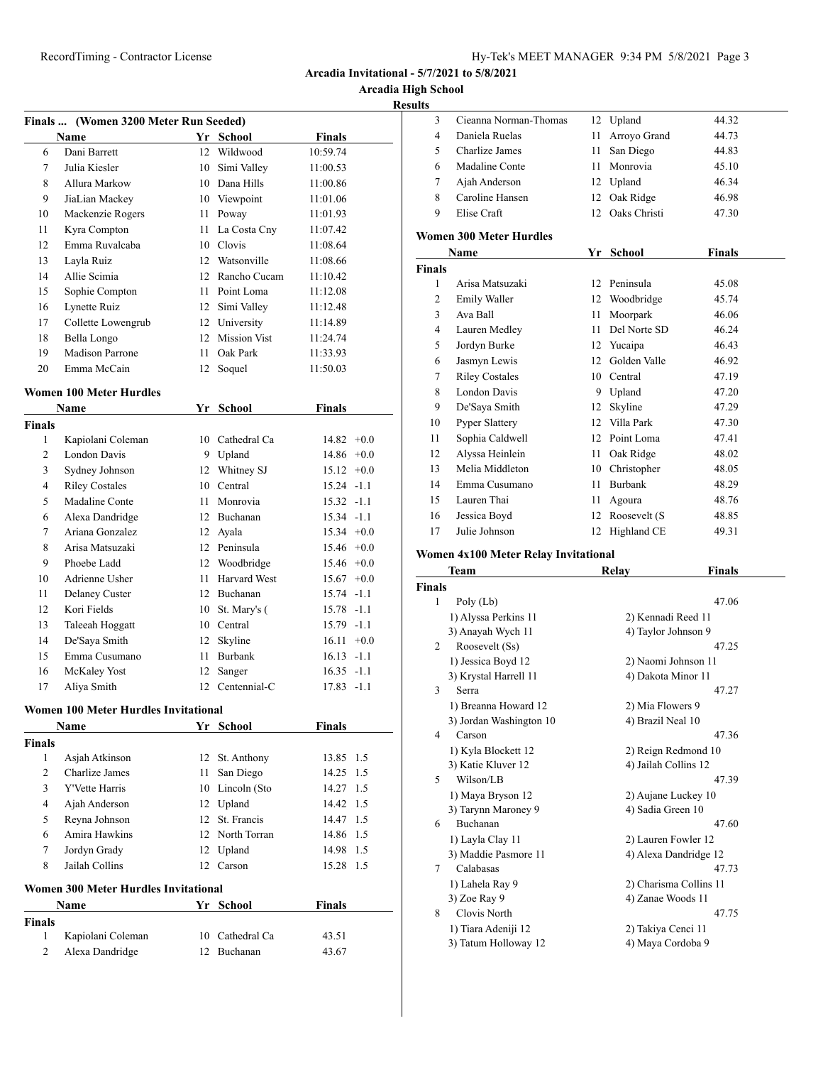# Arcadia Invitational - 5/7/2021 to 5/8/2021

## Arcadia High School

### Results

#### Finals ... (Women 3200 Meter Run Seeded)

| | Name | Yr | School | Finals |
|---|---|---|---|---|
| 6 | Dani Barrett | 12 | Wildwood | 10:59.74 |
| 7 | Julia Kiesler | 10 | Simi Valley | 11:00.53 |
| 8 | Allura Markow | 10 | Dana Hills | 11:00.86 |
| 9 | JiaLian Mackey | 10 | Viewpoint | 11:01.06 |
| 10 | Mackenzie Rogers | 11 | Poway | 11:01.93 |
| 11 | Kyra Compton | 11 | La Costa Cny | 11:07.42 |
| 12 | Emma Ruvalcaba | 10 | Clovis | 11:08.64 |
| 13 | Layla Ruiz | 12 | Watsonville | 11:08.66 |
| 14 | Allie Scimia | 12 | Rancho Cucam | 11:10.42 |
| 15 | Sophie Compton | 11 | Point Loma | 11:12.08 |
| 16 | Lynette Ruiz | 12 | Simi Valley | 11:12.48 |
| 17 | Collette Lowengrub | 12 | University | 11:14.89 |
| 18 | Bella Longo | 12 | Mission Vist | 11:24.74 |
| 19 | Madison Parrone | 11 | Oak Park | 11:33.93 |
| 20 | Emma McCain | 12 | Soquel | 11:50.03 |

#### Women 100 Meter Hurdles

| | Name | Yr | School | Finals | Wind |
|---|---|---|---|---|---|
| **Finals** | | | | | |
| 1 | Kapiolani Coleman | 10 | Cathedral Ca | 14.82 | +0.0 |
| 2 | London Davis | 9 | Upland | 14.86 | +0.0 |
| 3 | Sydney Johnson | 12 | Whitney SJ | 15.12 | +0.0 |
| 4 | Riley Costales | 10 | Central | 15.24 | -1.1 |
| 5 | Madaline Conte | 11 | Monrovia | 15.32 | -1.1 |
| 6 | Alexa Dandridge | 12 | Buchanan | 15.34 | -1.1 |
| 7 | Ariana Gonzalez | 12 | Ayala | 15.34 | +0.0 |
| 8 | Arisa Matsuzaki | 12 | Peninsula | 15.46 | +0.0 |
| 9 | Phoebe Ladd | 12 | Woodbridge | 15.46 | +0.0 |
| 10 | Adrienne Usher | 11 | Harvard West | 15.67 | +0.0 |
| 11 | Delaney Custer | 12 | Buchanan | 15.74 | -1.1 |
| 12 | Kori Fields | 10 | St. Mary's ( | 15.78 | -1.1 |
| 13 | Taleeah Hoggatt | 10 | Central | 15.79 | -1.1 |
| 14 | De'Saya Smith | 12 | Skyline | 16.11 | +0.0 |
| 15 | Emma Cusumano | 11 | Burbank | 16.13 | -1.1 |
| 16 | McKaley Yost | 12 | Sanger | 16.35 | -1.1 |
| 17 | Aliya Smith | 12 | Centennial-C | 17.83 | -1.1 |

#### Women 100 Meter Hurdles Invitational

| | Name | Yr | School | Finals | Wind |
|---|---|---|---|---|---|
| **Finals** | | | | | |
| 1 | Asjah Atkinson | 12 | St. Anthony | 13.85 | 1.5 |
| 2 | Charlize James | 11 | San Diego | 14.25 | 1.5 |
| 3 | Y'Vette Harris | 10 | Lincoln (Sto | 14.27 | 1.5 |
| 4 | Ajah Anderson | 12 | Upland | 14.42 | 1.5 |
| 5 | Reyna Johnson | 12 | St. Francis | 14.47 | 1.5 |
| 6 | Amira Hawkins | 12 | North Torran | 14.86 | 1.5 |
| 7 | Jordyn Grady | 12 | Upland | 14.98 | 1.5 |
| 8 | Jailah Collins | 12 | Carson | 15.28 | 1.5 |

#### Women 300 Meter Hurdles Invitational

| | Name | Yr | School | Finals |
|---|---|---|---|---|
| **Finals** | | | | |
| 1 | Kapiolani Coleman | 10 | Cathedral Ca | 43.51 |
| 2 | Alexa Dandridge | 12 | Buchanan | 43.67 |
| 3 | Cieanna Norman-Thomas | 12 | Upland | 44.32 |
| 4 | Daniela Ruelas | 11 | Arroyo Grand | 44.73 |
| 5 | Charlize James | 11 | San Diego | 44.83 |
| 6 | Madaline Conte | 11 | Monrovia | 45.10 |
| 7 | Ajah Anderson | 12 | Upland | 46.34 |
| 8 | Caroline Hansen | 12 | Oak Ridge | 46.98 |
| 9 | Elise Craft | 12 | Oaks Christi | 47.30 |

#### Women 300 Meter Hurdles

| | Name | Yr | School | Finals |
|---|---|---|---|---|
| **Finals** | | | | |
| 1 | Arisa Matsuzaki | 12 | Peninsula | 45.08 |
| 2 | Emily Waller | 12 | Woodbridge | 45.74 |
| 3 | Ava Ball | 11 | Moorpark | 46.06 |
| 4 | Lauren Medley | 11 | Del Norte SD | 46.24 |
| 5 | Jordyn Burke | 12 | Yucaipa | 46.43 |
| 6 | Jasmyn Lewis | 12 | Golden Valle | 46.92 |
| 7 | Riley Costales | 10 | Central | 47.19 |
| 8 | London Davis | 9 | Upland | 47.20 |
| 9 | De'Saya Smith | 12 | Skyline | 47.29 |
| 10 | Pyper Slattery | 12 | Villa Park | 47.30 |
| 11 | Sophia Caldwell | 12 | Point Loma | 47.41 |
| 12 | Alyssa Heinlein | 11 | Oak Ridge | 48.02 |
| 13 | Melia Middleton | 10 | Christopher | 48.05 |
| 14 | Emma Cusumano | 11 | Burbank | 48.29 |
| 15 | Lauren Thai | 11 | Agoura | 48.76 |
| 16 | Jessica Boyd | 12 | Roosevelt (S | 48.85 |
| 17 | Julie Johnson | 12 | Highland CE | 49.31 |

#### Women 4x100 Meter Relay Invitational

| | Team | Relay | Finals |
|---|---|---|---|
| **Finals** | | | |
| 1 | Poly (Lb) | | 47.06 |
| | 1) Alyssa Perkins 11 | 2) Kennadi Reed 11 | |
| | 3) Anayah Wych 11 | 4) Taylor Johnson 9 | |
| 2 | Roosevelt (Ss) | | 47.25 |
| | 1) Jessica Boyd 12 | 2) Naomi Johnson 11 | |
| | 3) Krystal Harrell 11 | 4) Dakota Minor 11 | |
| 3 | Serra | | 47.27 |
| | 1) Breanna Howard 12 | 2) Mia Flowers 9 | |
| | 3) Jordan Washington 10 | 4) Brazil Neal 10 | |
| 4 | Carson | | 47.36 |
| | 1) Kyla Blockett 12 | 2) Reign Redmond 10 | |
| | 3) Katie Kluver 12 | 4) Jailah Collins 12 | |
| 5 | Wilson/LB | | 47.39 |
| | 1) Maya Bryson 12 | 2) Aujane Luckey 10 | |
| | 3) Tarynn Maroney 9 | 4) Sadia Green 10 | |
| 6 | Buchanan | | 47.60 |
| | 1) Layla Clay 11 | 2) Lauren Fowler 12 | |
| | 3) Maddie Pasmore 11 | 4) Alexa Dandridge 12 | |
| 7 | Calabasas | | 47.73 |
| | 1) Lahela Ray 9 | 2) Charisma Collins 11 | |
| | 3) Zoe Ray 9 | 4) Zanae Woods 11 | |
| 8 | Clovis North | | 47.75 |
| | 1) Tiara Adeniji 12 | 2) Takiya Cenci 11 | |
| | 3) Tatum Holloway 12 | 4) Maya Cordoba 9 | |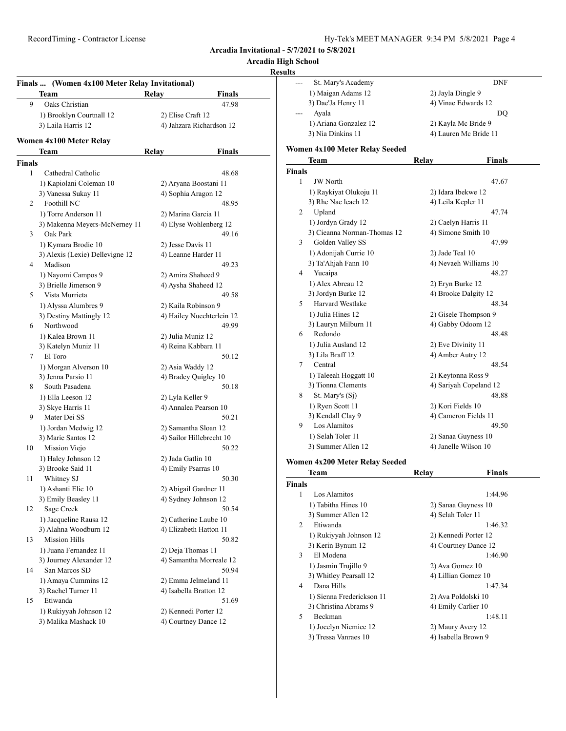**Arcadia Invitational - 5/7/2021 to 5/8/2021**

**Arcadia High School**

**Results**

## Finals ... (Women 4x100 Meter Relay Invitational)

| | Team | Relay | Finals |
|---|---|---|---|
| 9 | Oaks Christian | | 47.98 |
| | 1) Brooklyn Courtnall 12 | 2) Elise Craft 12 | |
| | 3) Laila Harris 12 | 4) Jahzara Richardson 12 | |

## Women 4x100 Meter Relay

| | Team | Relay | Finals |
|---|---|---|---|
| **Finals** | | | |
| 1 | Cathedral Catholic | | 48.68 |
| | 1) Kapiolani Coleman 10 | 2) Aryana Boostani 11 | |
| | 3) Vanessa Sukay 11 | 4) Sophia Aragon 12 | |
| 2 | Foothill NC | | 48.95 |
| | 1) Torre Anderson 11 | 2) Marina Garcia 11 | |
| | 3) Makenna Meyers-McNerney 11 | 4) Elyse Wohlenberg 12 | |
| 3 | Oak Park | | 49.16 |
| | 1) Kymara Brodie 10 | 2) Jesse Davis 11 | |
| | 3) Alexis (Lexie) Dellevigne 12 | 4) Leanne Harder 11 | |
| 4 | Madison | | 49.23 |
| | 1) Nayomi Campos 9 | 2) Amira Shaheed 9 | |
| | 3) Brielle Jimerson 9 | 4) Aysha Shaheed 12 | |
| 5 | Vista Murrieta | | 49.58 |
| | 1) Alyssa Alumbres 9 | 2) Kaila Robinson 9 | |
| | 3) Destiny Mattingly 12 | 4) Hailey Nuechterlein 12 | |
| 6 | Northwood | | 49.99 |
| | 1) Kalea Brown 11 | 2) Julia Muniz 12 | |
| | 3) Katelyn Muniz 11 | 4) Reina Kabbara 11 | |
| 7 | El Toro | | 50.12 |
| | 1) Morgan Alverson 10 | 2) Asia Waddy 12 | |
| | 3) Jenna Parsio 11 | 4) Bradey Quigley 10 | |
| 8 | South Pasadena | | 50.18 |
| | 1) Ella Leeson 12 | 2) Lyla Keller 9 | |
| | 3) Skye Harris 11 | 4) Annalea Pearson 10 | |
| 9 | Mater Dei SS | | 50.21 |
| | 1) Jordan Medwig 12 | 2) Samantha Sloan 12 | |
| | 3) Marie Santos 12 | 4) Sailor Hillebrecht 10 | |
| 10 | Mission Viejo | | 50.22 |
| | 1) Haley Johnson 12 | 2) Jada Gatlin 10 | |
| | 3) Brooke Said 11 | 4) Emily Psarras 10 | |
| 11 | Whitney SJ | | 50.30 |
| | 1) Ashanti Elie 10 | 2) Abigail Gardner 11 | |
| | 3) Emily Beasley 11 | 4) Sydney Johnson 12 | |
| 12 | Sage Creek | | 50.54 |
| | 1) Jacqueline Rausa 12 | 2) Catherine Laube 10 | |
| | 3) Alahna Woodburn 12 | 4) Elizabeth Hatton 11 | |
| 13 | Mission Hills | | 50.82 |
| | 1) Juana Fernandez 11 | 2) Deja Thomas 11 | |
| | 3) Journey Alexander 12 | 4) Samantha Morreale 12 | |
| 14 | San Marcos SD | | 50.94 |
| | 1) Amaya Cummins 12 | 2) Emma Jelmeland 11 | |
| | 3) Rachel Turner 11 | 4) Isabella Bratton 12 | |
| 15 | Etiwanda | | 51.69 |
| | 1) Rukiyyah Johnson 12 | 2) Kennedi Porter 12 | |
| | 3) Malika Mashack 10 | 4) Courtney Dance 12 | |
| --- | St. Mary's Academy | | DNF |
| | 1) Maigan Adams 12 | 2) Jayla Dingle 9 | |
| | 3) Dae'Ja Henry 11 | 4) Vinae Edwards 12 | |
| --- | Ayala | | DQ |
| | 1) Ariana Gonzalez 12 | 2) Kayla Mc Bride 9 | |
| | 3) Nia Dinkins 11 | 4) Lauren Mc Bride 11 | |

## Women 4x100 Meter Relay Seeded

| | Team | Relay | Finals |
|---|---|---|---|
| **Finals** | | | |
| 1 | JW North | | 47.67 |
| | 1) Raykiyat Olukoju 11 | 2) Idara Ibekwe 12 | |
| | 3) Rhe Nae leach 12 | 4) Leila Kepler 11 | |
| 2 | Upland | | 47.74 |
| | 1) Jordyn Grady 12 | 2) Caelyn Harris 11 | |
| | 3) Cieanna Norman-Thomas 12 | 4) Simone Smith 10 | |
| 3 | Golden Valley SS | | 47.99 |
| | 1) Adonijah Currie 10 | 2) Jade Teal 10 | |
| | 3) Ta'Ahjah Fann 10 | 4) Nevaeh Williams 10 | |
| 4 | Yucaipa | | 48.27 |
| | 1) Alex Abreau 12 | 2) Eryn Burke 12 | |
| | 3) Jordyn Burke 12 | 4) Brooke Dalgity 12 | |
| 5 | Harvard Westlake | | 48.34 |
| | 1) Julia Hines 12 | 2) Gisele Thompson 9 | |
| | 3) Lauryn Milburn 11 | 4) Gabby Odoom 12 | |
| 6 | Redondo | | 48.48 |
| | 1) Julia Ausland 12 | 2) Eve Divinity 11 | |
| | 3) Lila Braff 12 | 4) Amber Autry 12 | |
| 7 | Central | | 48.54 |
| | 1) Taleeah Hoggatt 10 | 2) Keytonna Ross 9 | |
| | 3) Tionna Clements | 4) Sariyah Copeland 12 | |
| 8 | St. Mary's (Sj) | | 48.88 |
| | 1) Ryen Scott 11 | 2) Kori Fields 10 | |
| | 3) Kendall Clay 9 | 4) Cameron Fields 11 | |
| 9 | Los Alamitos | | 49.50 |
| | 1) Selah Toler 11 | 2) Sanaa Guyness 10 | |
| | 3) Summer Allen 12 | 4) Janelle Wilson 10 | |

## Women 4x200 Meter Relay Seeded

| | Team | Relay | Finals |
|---|---|---|---|
| **Finals** | | | |
| 1 | Los Alamitos | | 1:44.96 |
| | 1) Tabitha Hines 10 | 2) Sanaa Guyness 10 | |
| | 3) Summer Allen 12 | 4) Selah Toler 11 | |
| 2 | Etiwanda | | 1:46.32 |
| | 1) Rukiyyah Johnson 12 | 2) Kennedi Porter 12 | |
| | 3) Kerin Bynum 12 | 4) Courtney Dance 12 | |
| 3 | El Modena | | 1:46.90 |
| | 1) Jasmin Trujillo 9 | 2) Ava Gomez 10 | |
| | 3) Whitley Pearsall 12 | 4) Lillian Gomez 10 | |
| 4 | Dana Hills | | 1:47.34 |
| | 1) Sienna Frederickson 11 | 2) Ava Poldolski 10 | |
| | 3) Christina Abrams 9 | 4) Emily Carlier 10 | |
| 5 | Beckman | | 1:48.11 |
| | 1) Jocelyn Niemiec 12 | 2) Maury Avery 12 | |
| | 3) Tressa Vanraes 10 | 4) Isabella Brown 9 | |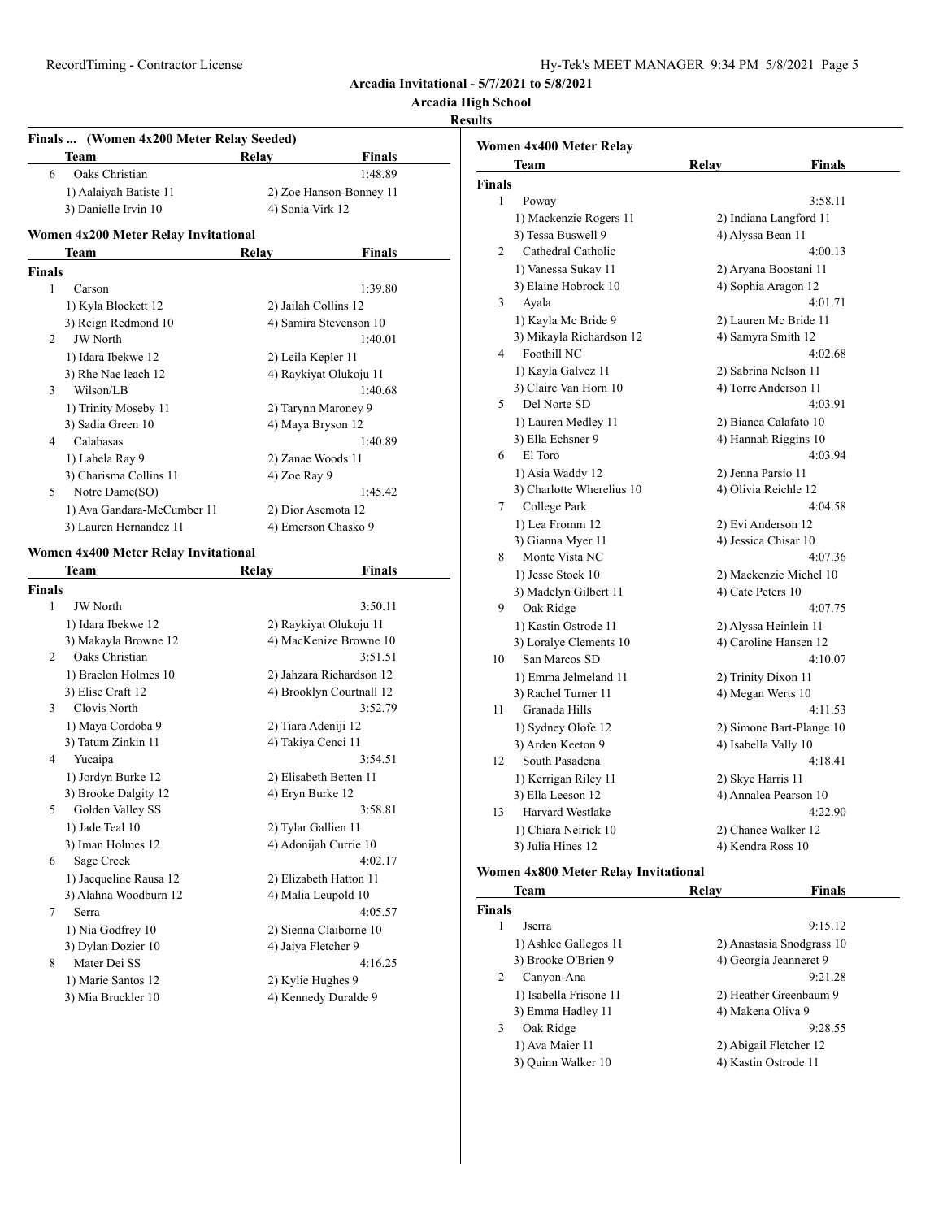## Arcadia Invitational - 5/7/2021 to 5/8/2021

### Arcadia High School

### Results

#### Finals ... (Women 4x200 Meter Relay Seeded)

| Team | Relay | Finals |
|---|---|---|
| 6 Oaks Christian | | 1:48.89 |
| 1) Aalaiyah Batiste 11 | 2) Zoe Hanson-Bonney 11 | |
| 3) Danielle Irvin 10 | 4) Sonia Virk 12 | |

#### Women 4x200 Meter Relay Invitational

| Team | Relay | Finals |
|---|---|---|
| **Finals** | | |
| 1 Carson | | 1:39.80 |
| 1) Kyla Blockett 12 | 2) Jailah Collins 12 | |
| 3) Reign Redmond 10 | 4) Samira Stevenson 10 | |
| 2 JW North | | 1:40.01 |
| 1) Idara Ibekwe 12 | 2) Leila Kepler 11 | |
| 3) Rhe Nae leach 12 | 4) Raykiyat Olukoju 11 | |
| 3 Wilson/LB | | 1:40.68 |
| 1) Trinity Moseby 11 | 2) Tarynn Maroney 9 | |
| 3) Sadia Green 10 | 4) Maya Bryson 12 | |
| 4 Calabasas | | 1:40.89 |
| 1) Lahela Ray 9 | 2) Zanae Woods 11 | |
| 3) Charisma Collins 11 | 4) Zoe Ray 9 | |
| 5 Notre Dame(SO) | | 1:45.42 |
| 1) Ava Gandara-McCumber 11 | 2) Dior Asemota 12 | |
| 3) Lauren Hernandez 11 | 4) Emerson Chasko 9 | |

#### Women 4x400 Meter Relay Invitational

| Team | Relay | Finals |
|---|---|---|
| **Finals** | | |
| 1 JW North | | 3:50.11 |
| 1) Idara Ibekwe 12 | 2) Raykiyat Olukoju 11 | |
| 3) Makayla Browne 12 | 4) MacKenize Browne 10 | |
| 2 Oaks Christian | | 3:51.51 |
| 1) Braelon Holmes 10 | 2) Jahzara Richardson 12 | |
| 3) Elise Craft 12 | 4) Brooklyn Courtnall 12 | |
| 3 Clovis North | | 3:52.79 |
| 1) Maya Cordoba 9 | 2) Tiara Adeniji 12 | |
| 3) Tatum Zinkin 11 | 4) Takiya Cenci 11 | |
| 4 Yucaipa | | 3:54.51 |
| 1) Jordyn Burke 12 | 2) Elisabeth Betten 11 | |
| 3) Brooke Dalgity 12 | 4) Eryn Burke 12 | |
| 5 Golden Valley SS | | 3:58.81 |
| 1) Jade Teal 10 | 2) Tylar Gallien 11 | |
| 3) Iman Holmes 12 | 4) Adonijah Currie 10 | |
| 6 Sage Creek | | 4:02.17 |
| 1) Jacqueline Rausa 12 | 2) Elizabeth Hatton 11 | |
| 3) Alahna Woodburn 12 | 4) Malia Leupold 10 | |
| 7 Serra | | 4:05.57 |
| 1) Nia Godfrey 10 | 2) Sienna Claiborne 10 | |
| 3) Dylan Dozier 10 | 4) Jaiya Fletcher 9 | |
| 8 Mater Dei SS | | 4:16.25 |
| 1) Marie Santos 12 | 2) Kylie Hughes 9 | |
| 3) Mia Bruckler 10 | 4) Kennedy Duralde 9 | |

#### Women 4x400 Meter Relay

| Team | Relay | Finals |
|---|---|---|
| **Finals** | | |
| 1 Poway | | 3:58.11 |
| 1) Mackenzie Rogers 11 | 2) Indiana Langford 11 | |
| 3) Tessa Buswell 9 | 4) Alyssa Bean 11 | |
| 2 Cathedral Catholic | | 4:00.13 |
| 1) Vanessa Sukay 11 | 2) Aryana Boostani 11 | |
| 3) Elaine Hobrock 10 | 4) Sophia Aragon 12 | |
| 3 Ayala | | 4:01.71 |
| 1) Kayla Mc Bride 9 | 2) Lauren Mc Bride 11 | |
| 3) Mikayla Richardson 12 | 4) Samyra Smith 12 | |
| 4 Foothill NC | | 4:02.68 |
| 1) Kayla Galvez 11 | 2) Sabrina Nelson 11 | |
| 3) Claire Van Horn 10 | 4) Torre Anderson 11 | |
| 5 Del Norte SD | | 4:03.91 |
| 1) Lauren Medley 11 | 2) Bianca Calafato 10 | |
| 3) Ella Echsner 9 | 4) Hannah Riggins 10 | |
| 6 El Toro | | 4:03.94 |
| 1) Asia Waddy 12 | 2) Jenna Parsio 11 | |
| 3) Charlotte Wherelius 10 | 4) Olivia Reichle 12 | |
| 7 College Park | | 4:04.58 |
| 1) Lea Fromm 12 | 2) Evi Anderson 12 | |
| 3) Gianna Myer 11 | 4) Jessica Chisar 10 | |
| 8 Monte Vista NC | | 4:07.36 |
| 1) Jesse Stock 10 | 2) Mackenzie Michel 10 | |
| 3) Madelyn Gilbert 11 | 4) Cate Peters 10 | |
| 9 Oak Ridge | | 4:07.75 |
| 1) Kastin Ostrode 11 | 2) Alyssa Heinlein 11 | |
| 3) Loralye Clements 10 | 4) Caroline Hansen 12 | |
| 10 San Marcos SD | | 4:10.07 |
| 1) Emma Jelmeland 11 | 2) Trinity Dixon 11 | |
| 3) Rachel Turner 11 | 4) Megan Werts 10 | |
| 11 Granada Hills | | 4:11.53 |
| 1) Sydney Olofe 12 | 2) Simone Bart-Plange 10 | |
| 3) Arden Keeton 9 | 4) Isabella Vally 10 | |
| 12 South Pasadena | | 4:18.41 |
| 1) Kerrigan Riley 11 | 2) Skye Harris 11 | |
| 3) Ella Leeson 12 | 4) Annalea Pearson 10 | |
| 13 Harvard Westlake | | 4:22.90 |
| 1) Chiara Neirick 10 | 2) Chance Walker 12 | |
| 3) Julia Hines 12 | 4) Kendra Ross 10 | |

#### Women 4x800 Meter Relay Invitational

| Team | Relay | Finals |
|---|---|---|
| **Finals** | | |
| 1 Jserra | | 9:15.12 |
| 1) Ashlee Gallegos 11 | 2) Anastasia Snodgrass 10 | |
| 3) Brooke O'Brien 9 | 4) Georgia Jeanneret 9 | |
| 2 Canyon-Ana | | 9:21.28 |
| 1) Isabella Frisone 11 | 2) Heather Greenbaum 9 | |
| 3) Emma Hadley 11 | 4) Makena Oliva 9 | |
| 3 Oak Ridge | | 9:28.55 |
| 1) Ava Maier 11 | 2) Abigail Fletcher 12 | |
| 3) Quinn Walker 10 | 4) Kastin Ostrode 11 | |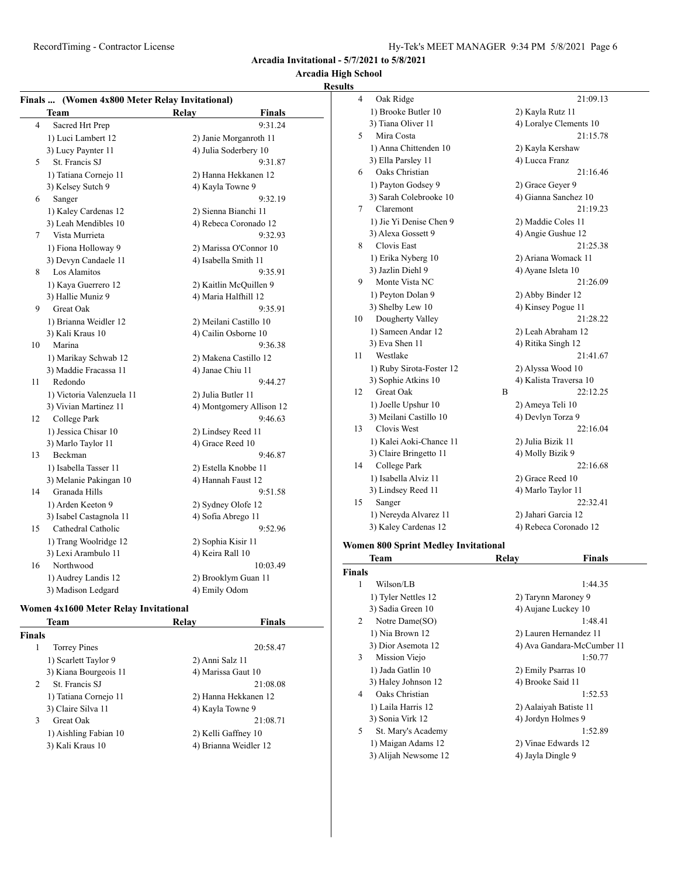Arcadia Invitational - 5/7/2021 to 5/8/2021

Arcadia High School

Results

### Finals ... (Women 4x800 Meter Relay Invitational)

| | Team | Relay | Finals |
|---|---|---|---|
| 4 | Sacred Hrt Prep | | 9:31.24 |
| | 1) Luci Lambert 12 | 2) Janie Morganroth 11 | |
| | 3) Lucy Paynter 11 | 4) Julia Soderbery 10 | |
| 5 | St. Francis SJ | | 9:31.87 |
| | 1) Tatiana Cornejo 11 | 2) Hanna Hekkanen 12 | |
| | 3) Kelsey Sutch 9 | 4) Kayla Towne 9 | |
| 6 | Sanger | | 9:32.19 |
| | 1) Kaley Cardenas 12 | 2) Sienna Bianchi 11 | |
| | 3) Leah Mendibles 10 | 4) Rebeca Coronado 12 | |
| 7 | Vista Murrieta | | 9:32.93 |
| | 1) Fiona Holloway 9 | 2) Marissa O'Connor 10 | |
| | 3) Devyn Candaele 11 | 4) Isabella Smith 11 | |
| 8 | Los Alamitos | | 9:35.91 |
| | 1) Kaya Guerrero 12 | 2) Kaitlin McQuillen 9 | |
| | 3) Hallie Muniz 9 | 4) Maria Halfhill 12 | |
| 9 | Great Oak | | 9:35.91 |
| | 1) Brianna Weidler 12 | 2) Meilani Castillo 10 | |
| | 3) Kali Kraus 10 | 4) Cailin Osborne 10 | |
| 10 | Marina | | 9:36.38 |
| | 1) Marikay Schwab 12 | 2) Makena Castillo 12 | |
| | 3) Maddie Fracassa 11 | 4) Janae Chiu 11 | |
| 11 | Redondo | | 9:44.27 |
| | 1) Victoria Valenzuela 11 | 2) Julia Butler 11 | |
| | 3) Vivian Martinez 11 | 4) Montgomery Allison 12 | |
| 12 | College Park | | 9:46.63 |
| | 1) Jessica Chisar 10 | 2) Lindsey Reed 11 | |
| | 3) Marlo Taylor 11 | 4) Grace Reed 10 | |
| 13 | Beckman | | 9:46.87 |
| | 1) Isabella Tasser 11 | 2) Estella Knobbe 11 | |
| | 3) Melanie Pakingan 10 | 4) Hannah Faust 12 | |
| 14 | Granada Hills | | 9:51.58 |
| | 1) Arden Keeton 9 | 2) Sydney Olofe 12 | |
| | 3) Isabel Castagnola 11 | 4) Sofia Abrego 11 | |
| 15 | Cathedral Catholic | | 9:52.96 |
| | 1) Trang Woolridge 12 | 2) Sophia Kisir 11 | |
| | 3) Lexi Arambulo 11 | 4) Keira Rall 10 | |
| 16 | Northwood | | 10:03.49 |
| | 1) Audrey Landis 12 | 2) Brooklym Guan 11 | |
| | 3) Madison Ledgard | 4) Emily Odom | |

### Women 4x1600 Meter Relay Invitational

| | Team | Relay | Finals |
|---|---|---|---|
| **Finals** | | | |
| 1 | Torrey Pines | | 20:58.47 |
| | 1) Scarlett Taylor 9 | 2) Anni Salz 11 | |
| | 3) Kiana Bourgeois 11 | 4) Marissa Gaut 10 | |
| 2 | St. Francis SJ | | 21:08.08 |
| | 1) Tatiana Cornejo 11 | 2) Hanna Hekkanen 12 | |
| | 3) Claire Silva 11 | 4) Kayla Towne 9 | |
| 3 | Great Oak | | 21:08.71 |
| | 1) Aishling Fabian 10 | 2) Kelli Gaffney 10 | |
| | 3) Kali Kraus 10 | 4) Brianna Weidler 12 | |
| 4 | Oak Ridge | | 21:09.13 |
| | 1) Brooke Butler 10 | 2) Kayla Rutz 11 | |
| | 3) Tiana Oliver 11 | 4) Loralye Clements 10 | |
| 5 | Mira Costa | | 21:15.78 |
| | 1) Anna Chittenden 10 | 2) Kayla Kershaw | |
| | 3) Ella Parsley 11 | 4) Lucca Franz | |
| 6 | Oaks Christian | | 21:16.46 |
| | 1) Payton Godsey 9 | 2) Grace Geyer 9 | |
| | 3) Sarah Colebrooke 10 | 4) Gianna Sanchez 10 | |
| 7 | Claremont | | 21:19.23 |
| | 1) Jie Yi Denise Chen 9 | 2) Maddie Coles 11 | |
| | 3) Alexa Gossett 9 | 4) Angie Gushue 12 | |
| 8 | Clovis East | | 21:25.38 |
| | 1) Erika Nyberg 10 | 2) Ariana Womack 11 | |
| | 3) Jazlin Diehl 9 | 4) Ayane Isleta 10 | |
| 9 | Monte Vista NC | | 21:26.09 |
| | 1) Peyton Dolan 9 | 2) Abby Binder 12 | |
| | 3) Shelby Lew 10 | 4) Kinsey Pogue 11 | |
| 10 | Dougherty Valley | | 21:28.22 |
| | 1) Sameen Andar 12 | 2) Leah Abraham 12 | |
| | 3) Eva Shen 11 | 4) Ritika Singh 12 | |
| 11 | Westlake | | 21:41.67 |
| | 1) Ruby Sirota-Foster 12 | 2) Alyssa Wood 10 | |
| | 3) Sophie Atkins 10 | 4) Kalista Traversa 10 | |
| 12 | Great Oak | B | 22:12.25 |
| | 1) Joelle Upshur 10 | 2) Ameya Teli 10 | |
| | 3) Meilani Castillo 10 | 4) Devlyn Torza 9 | |
| 13 | Clovis West | | 22:16.04 |
| | 1) Kalei Aoki-Chance 11 | 2) Julia Bizik 11 | |
| | 3) Claire Bringetto 11 | 4) Molly Bizik 9 | |
| 14 | College Park | | 22:16.68 |
| | 1) Isabella Alviz 11 | 2) Grace Reed 10 | |
| | 3) Lindsey Reed 11 | 4) Marlo Taylor 11 | |
| 15 | Sanger | | 22:32.41 |
| | 1) Nereyda Alvarez 11 | 2) Jahari Garcia 12 | |
| | 3) Kaley Cardenas 12 | 4) Rebeca Coronado 12 | |

### Women 800 Sprint Medley Invitational

| | Team | Relay | Finals |
|---|---|---|---|
| **Finals** | | | |
| 1 | Wilson/LB | | 1:44.35 |
| | 1) Tyler Nettles 12 | 2) Tarynn Maroney 9 | |
| | 3) Sadia Green 10 | 4) Aujane Luckey 10 | |
| 2 | Notre Dame(SO) | | 1:48.41 |
| | 1) Nia Brown 12 | 2) Lauren Hernandez 11 | |
| | 3) Dior Asemota 12 | 4) Ava Gandara-McCumber 11 | |
| 3 | Mission Viejo | | 1:50.77 |
| | 1) Jada Gatlin 10 | 2) Emily Psarras 10 | |
| | 3) Haley Johnson 12 | 4) Brooke Said 11 | |
| 4 | Oaks Christian | | 1:52.53 |
| | 1) Laila Harris 12 | 2) Aalaiyah Batiste 11 | |
| | 3) Sonia Virk 12 | 4) Jordyn Holmes 9 | |
| 5 | St. Mary's Academy | | 1:52.89 |
| | 1) Maigan Adams 12 | 2) Vinae Edwards 12 | |
| | 3) Alijah Newsome 12 | 4) Jayla Dingle 9 | |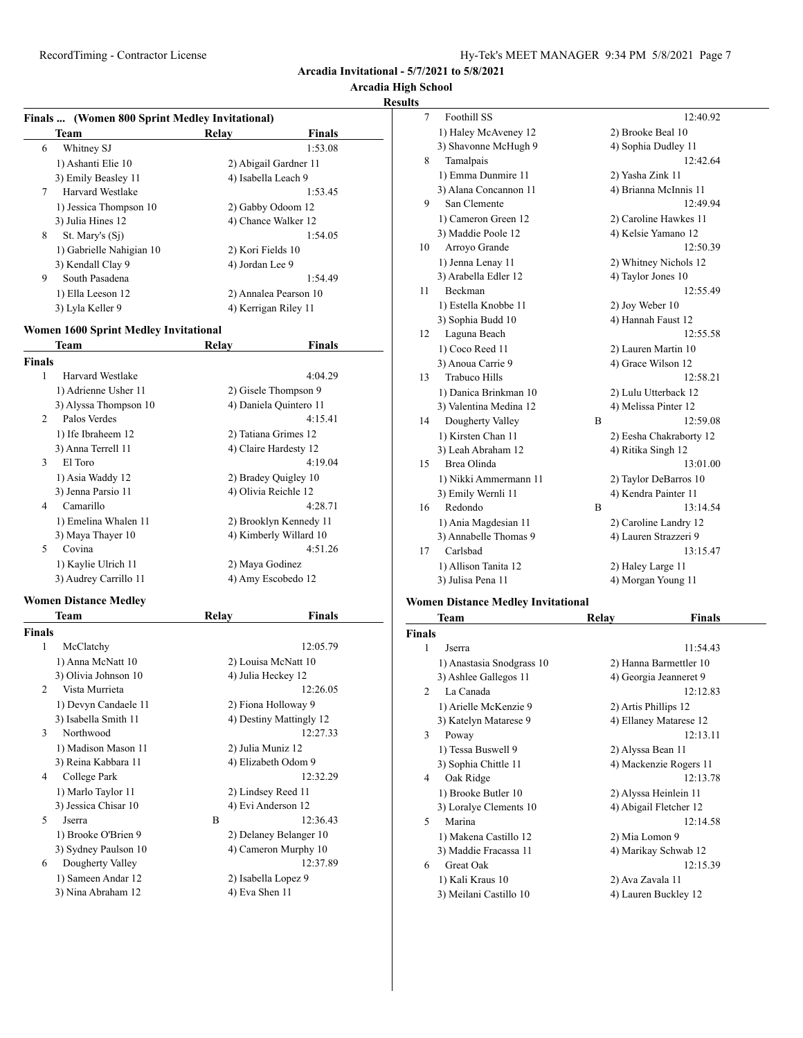**Arcadia Invitational - 5/7/2021 to 5/8/2021**

**Arcadia High School**

**Results**

### Finals ... (Women 800 Sprint Medley Invitational)

| | Team | Relay | Finals |
|---|---|---|---|
| 6 | Whitney SJ | | 1:53.08 |
| | 1) Ashanti Elie 10 | 2) Abigail Gardner 11 | |
| | 3) Emily Beasley 11 | 4) Isabella Leach 9 | |
| 7 | Harvard Westlake | | 1:53.45 |
| | 1) Jessica Thompson 10 | 2) Gabby Odoom 12 | |
| | 3) Julia Hines 12 | 4) Chance Walker 12 | |
| 8 | St. Mary's (Sj) | | 1:54.05 |
| | 1) Gabrielle Nahigian 10 | 2) Kori Fields 10 | |
| | 3) Kendall Clay 9 | 4) Jordan Lee 9 | |
| 9 | South Pasadena | | 1:54.49 |
| | 1) Ella Leeson 12 | 2) Annalea Pearson 10 | |
| | 3) Lyla Keller 9 | 4) Kerrigan Riley 11 | |

### Women 1600 Sprint Medley Invitational

| | Team | Relay | Finals |
|---|---|---|---|
| **Finals** | | | |
| 1 | Harvard Westlake | | 4:04.29 |
| | 1) Adrienne Usher 11 | 2) Gisele Thompson 9 | |
| | 3) Alyssa Thompson 10 | 4) Daniela Quintero 11 | |
| 2 | Palos Verdes | | 4:15.41 |
| | 1) Ife Ibraheem 12 | 2) Tatiana Grimes 12 | |
| | 3) Anna Terrell 11 | 4) Claire Hardesty 12 | |
| 3 | El Toro | | 4:19.04 |
| | 1) Asia Waddy 12 | 2) Bradey Quigley 10 | |
| | 3) Jenna Parsio 11 | 4) Olivia Reichle 12 | |
| 4 | Camarillo | | 4:28.71 |
| | 1) Emelina Whalen 11 | 2) Brooklyn Kennedy 11 | |
| | 3) Maya Thayer 10 | 4) Kimberly Willard 10 | |
| 5 | Covina | | 4:51.26 |
| | 1) Kaylie Ulrich 11 | 2) Maya Godinez | |
| | 3) Audrey Carrillo 11 | 4) Amy Escobedo 12 | |

### Women Distance Medley

| | Team | Relay | Finals |
|---|---|---|---|
| **Finals** | | | |
| 1 | McClatchy | | 12:05.79 |
| | 1) Anna McNatt 10 | 2) Louisa McNatt 10 | |
| | 3) Olivia Johnson 10 | 4) Julia Heckey 12 | |
| 2 | Vista Murrieta | | 12:26.05 |
| | 1) Devyn Candaele 11 | 2) Fiona Holloway 9 | |
| | 3) Isabella Smith 11 | 4) Destiny Mattingly 12 | |
| 3 | Northwood | | 12:27.33 |
| | 1) Madison Mason 11 | 2) Julia Muniz 12 | |
| | 3) Reina Kabbara 11 | 4) Elizabeth Odom 9 | |
| 4 | College Park | | 12:32.29 |
| | 1) Marlo Taylor 11 | 2) Lindsey Reed 11 | |
| | 3) Jessica Chisar 10 | 4) Evi Anderson 12 | |
| 5 | Jserra | B | 12:36.43 |
| | 1) Brooke O'Brien 9 | 2) Delaney Belanger 10 | |
| | 3) Sydney Paulson 10 | 4) Cameron Murphy 10 | |
| 6 | Dougherty Valley | | 12:37.89 |
| | 1) Sameen Andar 12 | 2) Isabella Lopez 9 | |
| | 3) Nina Abraham 12 | 4) Eva Shen 11 | |
| 7 | Foothill SS | | 12:40.92 |
| | 1) Haley McAveney 12 | 2) Brooke Beal 10 | |
| | 3) Shavonne McHugh 9 | 4) Sophia Dudley 11 | |
| 8 | Tamalpais | | 12:42.64 |
| | 1) Emma Dunmire 11 | 2) Yasha Zink 11 | |
| | 3) Alana Concannon 11 | 4) Brianna McInnis 11 | |
| 9 | San Clemente | | 12:49.94 |
| | 1) Cameron Green 12 | 2) Caroline Hawkes 11 | |
| | 3) Maddie Poole 12 | 4) Kelsie Yamano 12 | |
| 10 | Arroyo Grande | | 12:50.39 |
| | 1) Jenna Lenay 11 | 2) Whitney Nichols 12 | |
| | 3) Arabella Edler 12 | 4) Taylor Jones 10 | |
| 11 | Beckman | | 12:55.49 |
| | 1) Estella Knobbe 11 | 2) Joy Weber 10 | |
| | 3) Sophia Budd 10 | 4) Hannah Faust 12 | |
| 12 | Laguna Beach | | 12:55.58 |
| | 1) Coco Reed 11 | 2) Lauren Martin 10 | |
| | 3) Anoua Carrie 9 | 4) Grace Wilson 12 | |
| 13 | Trabuco Hills | | 12:58.21 |
| | 1) Danica Brinkman 10 | 2) Lulu Utterback 12 | |
| | 3) Valentina Medina 12 | 4) Melissa Pinter 12 | |
| 14 | Dougherty Valley | B | 12:59.08 |
| | 1) Kirsten Chan 11 | 2) Eesha Chakraborty 12 | |
| | 3) Leah Abraham 12 | 4) Ritika Singh 12 | |
| 15 | Brea Olinda | | 13:01.00 |
| | 1) Nikki Ammermann 11 | 2) Taylor DeBarros 10 | |
| | 3) Emily Wernli 11 | 4) Kendra Painter 11 | |
| 16 | Redondo | B | 13:14.54 |
| | 1) Ania Magdesian 11 | 2) Caroline Landry 12 | |
| | 3) Annabelle Thomas 9 | 4) Lauren Strazzeri 9 | |
| 17 | Carlsbad | | 13:15.47 |
| | 1) Allison Tanita 12 | 2) Haley Large 11 | |
| | 3) Julisa Pena 11 | 4) Morgan Young 11 | |

### Women Distance Medley Invitational

| | Team | Relay | Finals |
|---|---|---|---|
| **Finals** | | | |
| 1 | Jserra | | 11:54.43 |
| | 1) Anastasia Snodgrass 10 | 2) Hanna Barmettler 10 | |
| | 3) Ashlee Gallegos 11 | 4) Georgia Jeanneret 9 | |
| 2 | La Canada | | 12:12.83 |
| | 1) Arielle McKenzie 9 | 2) Artis Phillips 12 | |
| | 3) Katelyn Matarese 9 | 4) Ellaney Matarese 12 | |
| 3 | Poway | | 12:13.11 |
| | 1) Tessa Buswell 9 | 2) Alyssa Bean 11 | |
| | 3) Sophia Chittle 11 | 4) Mackenzie Rogers 11 | |
| 4 | Oak Ridge | | 12:13.78 |
| | 1) Brooke Butler 10 | 2) Alyssa Heinlein 11 | |
| | 3) Loralye Clements 10 | 4) Abigail Fletcher 12 | |
| 5 | Marina | | 12:14.58 |
| | 1) Makena Castillo 12 | 2) Mia Lomon 9 | |
| | 3) Maddie Fracassa 11 | 4) Marikay Schwab 12 | |
| 6 | Great Oak | | 12:15.39 |
| | 1) Kali Kraus 10 | 2) Ava Zavala 11 | |
| | 3) Meilani Castillo 10 | 4) Lauren Buckley 12 | |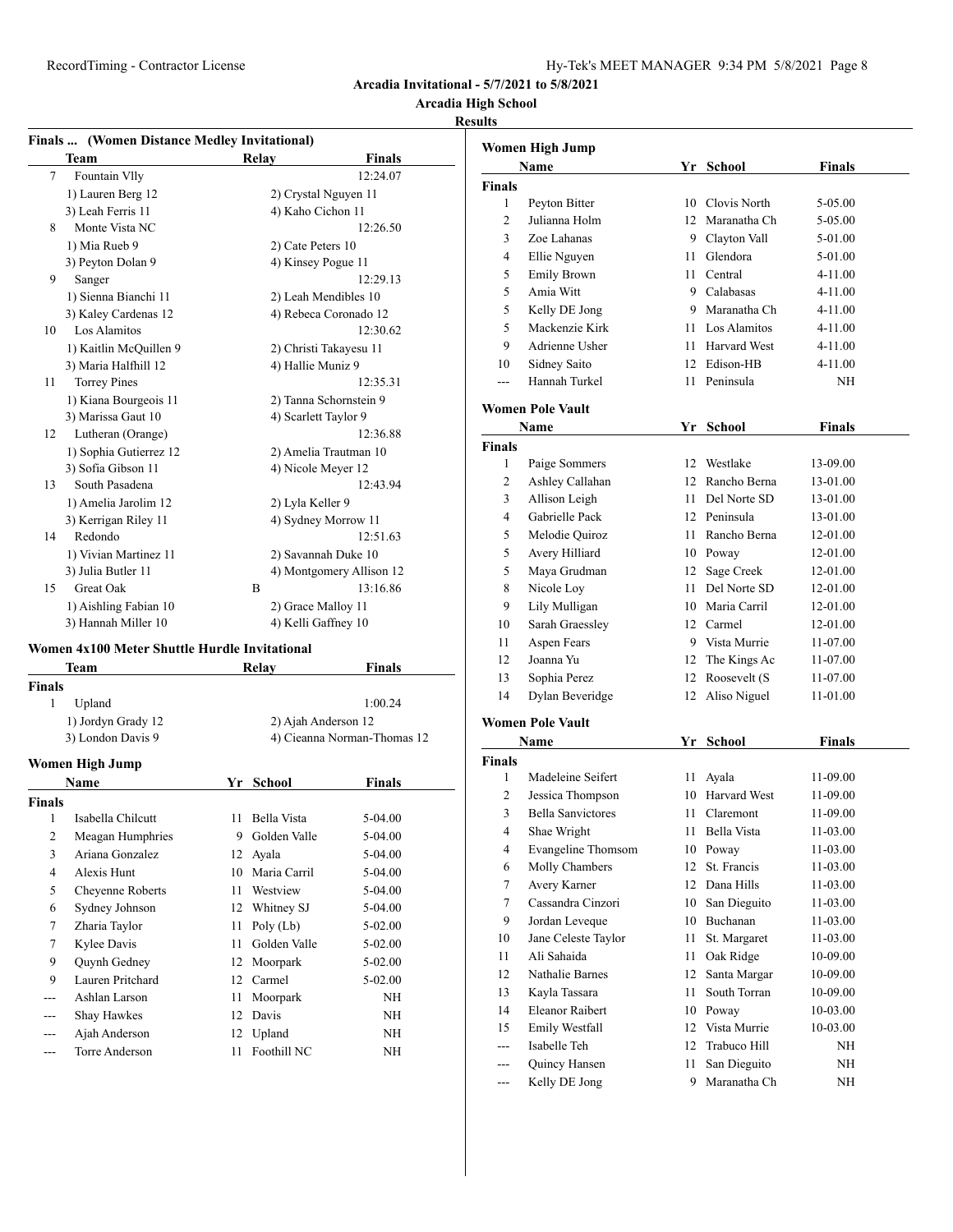# Arcadia Invitational - 5/7/2021 to 5/8/2021

## Arcadia High School

### Results

#### Finals ... (Women Distance Medley Invitational)

| | Team | Relay | Finals |
|---|---|---|---|
| 7 | Fountain Vlly | | 12:24.07 |
| | 1) Lauren Berg 12 | 2) Crystal Nguyen 11 | |
| | 3) Leah Ferris 11 | 4) Kaho Cichon 11 | |
| 8 | Monte Vista NC | | 12:26.50 |
| | 1) Mia Rueb 9 | 2) Cate Peters 10 | |
| | 3) Peyton Dolan 9 | 4) Kinsey Pogue 11 | |
| 9 | Sanger | | 12:29.13 |
| | 1) Sienna Bianchi 11 | 2) Leah Mendibles 10 | |
| | 3) Kaley Cardenas 12 | 4) Rebeca Coronado 12 | |
| 10 | Los Alamitos | | 12:30.62 |
| | 1) Kaitlin McQuillen 9 | 2) Christi Takayesu 11 | |
| | 3) Maria Halfhill 12 | 4) Hallie Muniz 9 | |
| 11 | Torrey Pines | | 12:35.31 |
| | 1) Kiana Bourgeois 11 | 2) Tanna Schornstein 9 | |
| | 3) Marissa Gaut 10 | 4) Scarlett Taylor 9 | |
| 12 | Lutheran (Orange) | | 12:36.88 |
| | 1) Sophia Gutierrez 12 | 2) Amelia Trautman 10 | |
| | 3) Sofia Gibson 11 | 4) Nicole Meyer 12 | |
| 13 | South Pasadena | | 12:43.94 |
| | 1) Amelia Jarolim 12 | 2) Lyla Keller 9 | |
| | 3) Kerrigan Riley 11 | 4) Sydney Morrow 11 | |
| 14 | Redondo | | 12:51.63 |
| | 1) Vivian Martinez 11 | 2) Savannah Duke 10 | |
| | 3) Julia Butler 11 | 4) Montgomery Allison 12 | |
| 15 | Great Oak | B | 13:16.86 |
| | 1) Aishling Fabian 10 | 2) Grace Malloy 11 | |
| | 3) Hannah Miller 10 | 4) Kelli Gaffney 10 | |

#### Women 4x100 Meter Shuttle Hurdle Invitational

| | Team | Relay | Finals |
|---|---|---|---|
| **Finals** | | | |
| 1 | Upland | | 1:00.24 |
| | 1) Jordyn Grady 12 | 2) Ajah Anderson 12 | |
| | 3) London Davis 9 | 4) Cieanna Norman-Thomas 12 | |

#### Women High Jump

| | Name | Yr | School | Finals |
|---|---|---|---|---|
| **Finals** | | | | |
| 1 | Isabella Chilcutt | 11 | Bella Vista | 5-04.00 |
| 2 | Meagan Humphries | 9 | Golden Valle | 5-04.00 |
| 3 | Ariana Gonzalez | 12 | Ayala | 5-04.00 |
| 4 | Alexis Hunt | 10 | Maria Carril | 5-04.00 |
| 5 | Cheyenne Roberts | 11 | Westview | 5-04.00 |
| 6 | Sydney Johnson | 12 | Whitney SJ | 5-04.00 |
| 7 | Zharia Taylor | 11 | Poly (Lb) | 5-02.00 |
| 7 | Kylee Davis | 11 | Golden Valle | 5-02.00 |
| 9 | Quynh Gedney | 12 | Moorpark | 5-02.00 |
| 9 | Lauren Pritchard | 12 | Carmel | 5-02.00 |
| --- | Ashlan Larson | 11 | Moorpark | NH |
| --- | Shay Hawkes | 12 | Davis | NH |
| --- | Ajah Anderson | 12 | Upland | NH |
| --- | Torre Anderson | 11 | Foothill NC | NH |

#### Women High Jump

| | Name | Yr | School | Finals |
|---|---|---|---|---|
| **Finals** | | | | |
| 1 | Peyton Bitter | 10 | Clovis North | 5-05.00 |
| 2 | Julianna Holm | 12 | Maranatha Ch | 5-05.00 |
| 3 | Zoe Lahanas | 9 | Clayton Vall | 5-01.00 |
| 4 | Ellie Nguyen | 11 | Glendora | 5-01.00 |
| 5 | Emily Brown | 11 | Central | 4-11.00 |
| 5 | Amia Witt | 9 | Calabasas | 4-11.00 |
| 5 | Kelly DE Jong | 9 | Maranatha Ch | 4-11.00 |
| 5 | Mackenzie Kirk | 11 | Los Alamitos | 4-11.00 |
| 9 | Adrienne Usher | 11 | Harvard West | 4-11.00 |
| 10 | Sidney Saito | 12 | Edison-HB | 4-11.00 |
| --- | Hannah Turkel | 11 | Peninsula | NH |

#### Women Pole Vault

| | Name | Yr | School | Finals |
|---|---|---|---|---|
| **Finals** | | | | |
| 1 | Paige Sommers | 12 | Westlake | 13-09.00 |
| 2 | Ashley Callahan | 12 | Rancho Berna | 13-01.00 |
| 3 | Allison Leigh | 11 | Del Norte SD | 13-01.00 |
| 4 | Gabrielle Pack | 12 | Peninsula | 13-01.00 |
| 5 | Melodie Quiroz | 11 | Rancho Berna | 12-01.00 |
| 5 | Avery Hilliard | 10 | Poway | 12-01.00 |
| 5 | Maya Grudman | 12 | Sage Creek | 12-01.00 |
| 8 | Nicole Loy | 11 | Del Norte SD | 12-01.00 |
| 9 | Lily Mulligan | 10 | Maria Carril | 12-01.00 |
| 10 | Sarah Graessley | 12 | Carmel | 12-01.00 |
| 11 | Aspen Fears | 9 | Vista Murrie | 11-07.00 |
| 12 | Joanna Yu | 12 | The Kings Ac | 11-07.00 |
| 13 | Sophia Perez | 12 | Roosevelt (S | 11-07.00 |
| 14 | Dylan Beveridge | 12 | Aliso Niguel | 11-01.00 |

#### Women Pole Vault

| | Name | Yr | School | Finals |
|---|---|---|---|---|
| **Finals** | | | | |
| 1 | Madeleine Seifert | 11 | Ayala | 11-09.00 |
| 2 | Jessica Thompson | 10 | Harvard West | 11-09.00 |
| 3 | Bella Sanvictores | 11 | Claremont | 11-09.00 |
| 4 | Shae Wright | 11 | Bella Vista | 11-03.00 |
| 4 | Evangeline Thomsom | 10 | Poway | 11-03.00 |
| 6 | Molly Chambers | 12 | St. Francis | 11-03.00 |
| 7 | Avery Karner | 12 | Dana Hills | 11-03.00 |
| 7 | Cassandra Cinzori | 10 | San Dieguito | 11-03.00 |
| 9 | Jordan Leveque | 10 | Buchanan | 11-03.00 |
| 10 | Jane Celeste Taylor | 11 | St. Margaret | 11-03.00 |
| 11 | Ali Sahaida | 11 | Oak Ridge | 10-09.00 |
| 12 | Nathalie Barnes | 12 | Santa Margar | 10-09.00 |
| 13 | Kayla Tassara | 11 | South Torran | 10-09.00 |
| 14 | Eleanor Raibert | 10 | Poway | 10-03.00 |
| 15 | Emily Westfall | 12 | Vista Murrie | 10-03.00 |
| --- | Isabelle Teh | 12 | Trabuco Hill | NH |
| --- | Quincy Hansen | 11 | San Dieguito | NH |
| --- | Kelly DE Jong | 9 | Maranatha Ch | NH |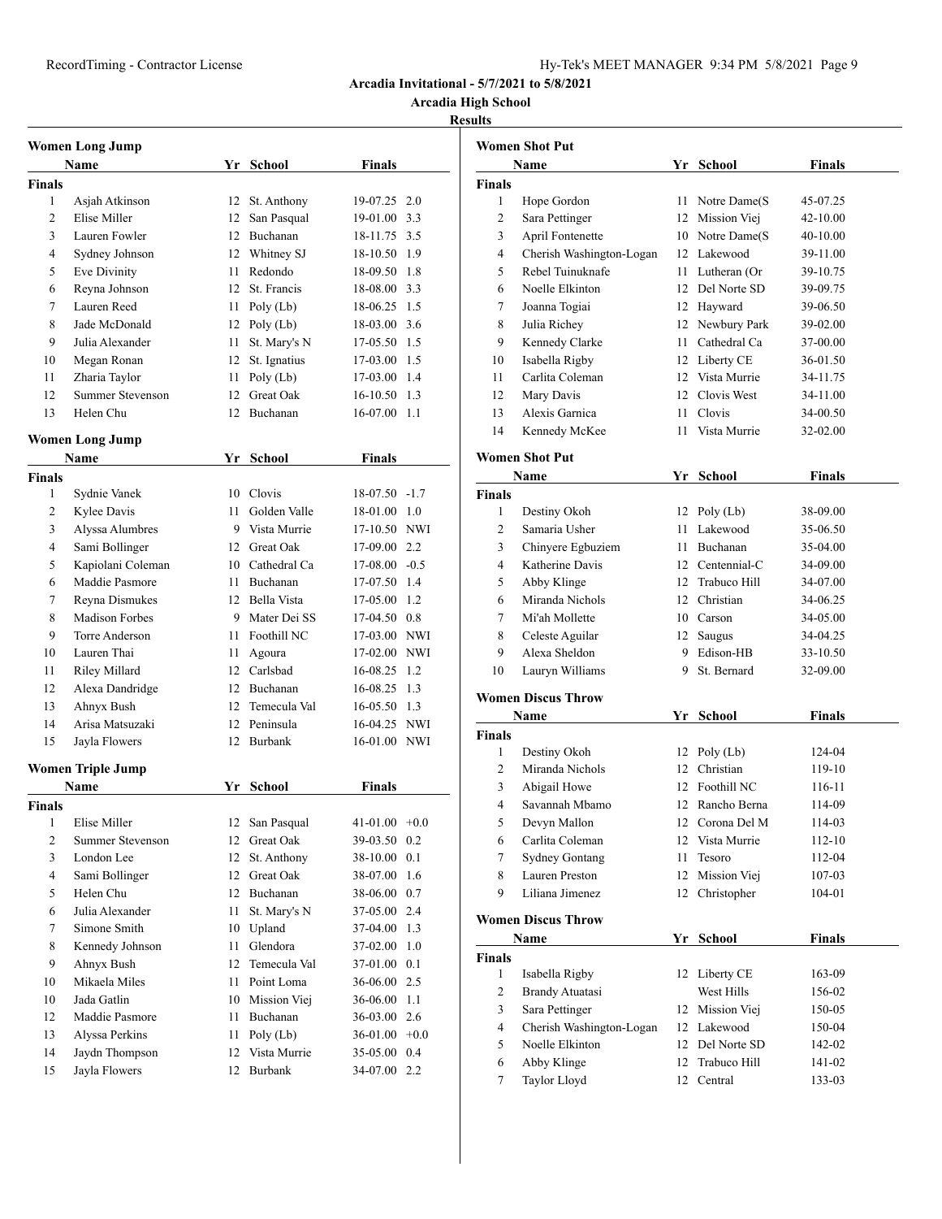**Arcadia Invitational - 5/7/2021 to 5/8/2021**

**Arcadia High School**

**Results**

### Women Long Jump

| | Name | Yr | School | Finals | |
|---|---|---|---|---|---|
| **Finals** | | | | | |
| 1 | Asjah Atkinson | 12 | St. Anthony | 19-07.25 | 2.0 |
| 2 | Elise Miller | 12 | San Pasqual | 19-01.00 | 3.3 |
| 3 | Lauren Fowler | 12 | Buchanan | 18-11.75 | 3.5 |
| 4 | Sydney Johnson | 12 | Whitney SJ | 18-10.50 | 1.9 |
| 5 | Eve Divinity | 11 | Redondo | 18-09.50 | 1.8 |
| 6 | Reyna Johnson | 12 | St. Francis | 18-08.00 | 3.3 |
| 7 | Lauren Reed | 11 | Poly (Lb) | 18-06.25 | 1.5 |
| 8 | Jade McDonald | 12 | Poly (Lb) | 18-03.00 | 3.6 |
| 9 | Julia Alexander | 11 | St. Mary's N | 17-05.50 | 1.5 |
| 10 | Megan Ronan | 12 | St. Ignatius | 17-03.00 | 1.5 |
| 11 | Zharia Taylor | 11 | Poly (Lb) | 17-03.00 | 1.4 |
| 12 | Summer Stevenson | 12 | Great Oak | 16-10.50 | 1.3 |
| 13 | Helen Chu | 12 | Buchanan | 16-07.00 | 1.1 |

### Women Long Jump

| | Name | Yr | School | Finals | |
|---|---|---|---|---|---|
| **Finals** | | | | | |
| 1 | Sydnie Vanek | 10 | Clovis | 18-07.50 | -1.7 |
| 2 | Kylee Davis | 11 | Golden Valle | 18-01.00 | 1.0 |
| 3 | Alyssa Alumbres | 9 | Vista Murrie | 17-10.50 | NWI |
| 4 | Sami Bollinger | 12 | Great Oak | 17-09.00 | 2.2 |
| 5 | Kapiolani Coleman | 10 | Cathedral Ca | 17-08.00 | -0.5 |
| 6 | Maddie Pasmore | 11 | Buchanan | 17-07.50 | 1.4 |
| 7 | Reyna Dismukes | 12 | Bella Vista | 17-05.00 | 1.2 |
| 8 | Madison Forbes | 9 | Mater Dei SS | 17-04.50 | 0.8 |
| 9 | Torre Anderson | 11 | Foothill NC | 17-03.00 | NWI |
| 10 | Lauren Thai | 11 | Agoura | 17-02.00 | NWI |
| 11 | Riley Millard | 12 | Carlsbad | 16-08.25 | 1.2 |
| 12 | Alexa Dandridge | 12 | Buchanan | 16-08.25 | 1.3 |
| 13 | Ahnyx Bush | 12 | Temecula Val | 16-05.50 | 1.3 |
| 14 | Arisa Matsuzaki | 12 | Peninsula | 16-04.25 | NWI |
| 15 | Jayla Flowers | 12 | Burbank | 16-01.00 | NWI |

### Women Triple Jump

| | Name | Yr | School | Finals | |
|---|---|---|---|---|---|
| **Finals** | | | | | |
| 1 | Elise Miller | 12 | San Pasqual | 41-01.00 | +0.0 |
| 2 | Summer Stevenson | 12 | Great Oak | 39-03.50 | 0.2 |
| 3 | London Lee | 12 | St. Anthony | 38-10.00 | 0.1 |
| 4 | Sami Bollinger | 12 | Great Oak | 38-07.00 | 1.6 |
| 5 | Helen Chu | 12 | Buchanan | 38-06.00 | 0.7 |
| 6 | Julia Alexander | 11 | St. Mary's N | 37-05.00 | 2.4 |
| 7 | Simone Smith | 10 | Upland | 37-04.00 | 1.3 |
| 8 | Kennedy Johnson | 11 | Glendora | 37-02.00 | 1.0 |
| 9 | Ahnyx Bush | 12 | Temecula Val | 37-01.00 | 0.1 |
| 10 | Mikaela Miles | 11 | Point Loma | 36-06.00 | 2.5 |
| 10 | Jada Gatlin | 10 | Mission Viej | 36-06.00 | 1.1 |
| 12 | Maddie Pasmore | 11 | Buchanan | 36-03.00 | 2.6 |
| 13 | Alyssa Perkins | 11 | Poly (Lb) | 36-01.00 | +0.0 |
| 14 | Jaydn Thompson | 12 | Vista Murrie | 35-05.00 | 0.4 |
| 15 | Jayla Flowers | 12 | Burbank | 34-07.00 | 2.2 |

### Women Shot Put

| | Name | Yr | School | Finals |
|---|---|---|---|---|
| **Finals** | | | | |
| 1 | Hope Gordon | 11 | Notre Dame(S | 45-07.25 |
| 2 | Sara Pettinger | 12 | Mission Viej | 42-10.00 |
| 3 | April Fontenette | 10 | Notre Dame(S | 40-10.00 |
| 4 | Cherish Washington-Logan | 12 | Lakewood | 39-11.00 |
| 5 | Rebel Tuinuknafe | 11 | Lutheran (Or | 39-10.75 |
| 6 | Noelle Elkinton | 12 | Del Norte SD | 39-09.75 |
| 7 | Joanna Togiai | 12 | Hayward | 39-06.50 |
| 8 | Julia Richey | 12 | Newbury Park | 39-02.00 |
| 9 | Kennedy Clarke | 11 | Cathedral Ca | 37-00.00 |
| 10 | Isabella Rigby | 12 | Liberty CE | 36-01.50 |
| 11 | Carlita Coleman | 12 | Vista Murrie | 34-11.75 |
| 12 | Mary Davis | 12 | Clovis West | 34-11.00 |
| 13 | Alexis Garnica | 11 | Clovis | 34-00.50 |
| 14 | Kennedy McKee | 11 | Vista Murrie | 32-02.00 |

### Women Shot Put

| | Name | Yr | School | Finals |
|---|---|---|---|---|
| **Finals** | | | | |
| 1 | Destiny Okoh | 12 | Poly (Lb) | 38-09.00 |
| 2 | Samaria Usher | 11 | Lakewood | 35-06.50 |
| 3 | Chinyere Egbuziem | 11 | Buchanan | 35-04.00 |
| 4 | Katherine Davis | 12 | Centennial-C | 34-09.00 |
| 5 | Abby Klinge | 12 | Trabuco Hill | 34-07.00 |
| 6 | Miranda Nichols | 12 | Christian | 34-06.25 |
| 7 | Mi'ah Mollette | 10 | Carson | 34-05.00 |
| 8 | Celeste Aguilar | 12 | Saugus | 34-04.25 |
| 9 | Alexa Sheldon | 9 | Edison-HB | 33-10.50 |
| 10 | Lauryn Williams | 9 | St. Bernard | 32-09.00 |

### Women Discus Throw

| | Name | Yr | School | Finals |
|---|---|---|---|---|
| **Finals** | | | | |
| 1 | Destiny Okoh | 12 | Poly (Lb) | 124-04 |
| 2 | Miranda Nichols | 12 | Christian | 119-10 |
| 3 | Abigail Howe | 12 | Foothill NC | 116-11 |
| 4 | Savannah Mbamo | 12 | Rancho Berna | 114-09 |
| 5 | Devyn Mallon | 12 | Corona Del M | 114-03 |
| 6 | Carlita Coleman | 12 | Vista Murrie | 112-10 |
| 7 | Sydney Gontang | 11 | Tesoro | 112-04 |
| 8 | Lauren Preston | 12 | Mission Viej | 107-03 |
| 9 | Liliana Jimenez | 12 | Christopher | 104-01 |

### Women Discus Throw

| | Name | Yr | School | Finals |
|---|---|---|---|---|
| **Finals** | | | | |
| 1 | Isabella Rigby | 12 | Liberty CE | 163-09 |
| 2 | Brandy Atuatasi | | West Hills | 156-02 |
| 3 | Sara Pettinger | 12 | Mission Viej | 150-05 |
| 4 | Cherish Washington-Logan | 12 | Lakewood | 150-04 |
| 5 | Noelle Elkinton | 12 | Del Norte SD | 142-02 |
| 6 | Abby Klinge | 12 | Trabuco Hill | 141-02 |
| 7 | Taylor Lloyd | 12 | Central | 133-03 |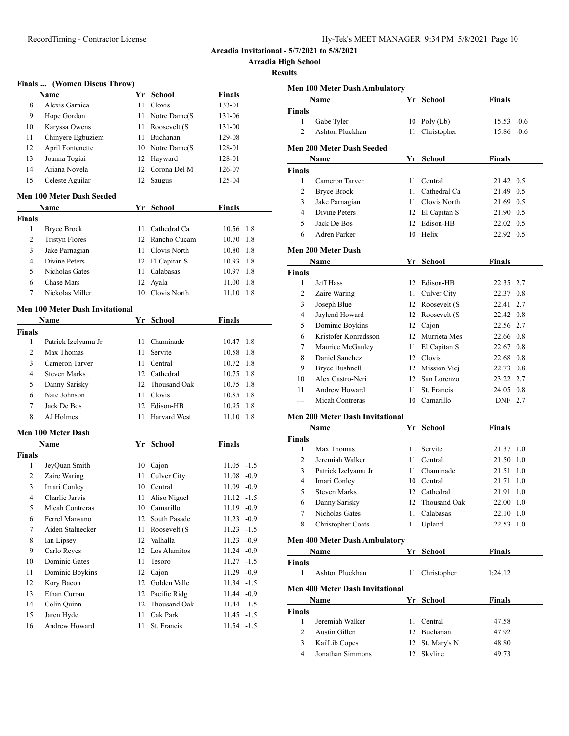Arcadia Invitational - 5/7/2021 to 5/8/2021

Arcadia High School

Results

### Finals ... (Women Discus Throw)

| | Name | Yr | School | Finals |
|---|---|---|---|---|
| 8 | Alexis Garnica | 11 | Clovis | 133-01 |
| 9 | Hope Gordon | 11 | Notre Dame(S | 131-06 |
| 10 | Karyssa Owens | 11 | Roosevelt (S | 131-00 |
| 11 | Chinyere Egbuziem | 11 | Buchanan | 129-08 |
| 12 | April Fontenette | 10 | Notre Dame(S | 128-01 |
| 13 | Joanna Togiai | 12 | Hayward | 128-01 |
| 14 | Ariana Novela | 12 | Corona Del M | 126-07 |
| 15 | Celeste Aguilar | 12 | Saugus | 125-04 |

### Men 100 Meter Dash Seeded

| | Name | Yr | School | Finals | |
|---|---|---|---|---|---|
| **Finals** | | | | | |
| 1 | Bryce Brock | 11 | Cathedral Ca | 10.56 | 1.8 |
| 2 | Tristyn Flores | 12 | Rancho Cucam | 10.70 | 1.8 |
| 3 | Jake Parnagian | 11 | Clovis North | 10.80 | 1.8 |
| 4 | Divine Peters | 12 | El Capitan S | 10.93 | 1.8 |
| 5 | Nicholas Gates | 11 | Calabasas | 10.97 | 1.8 |
| 6 | Chase Mars | 12 | Ayala | 11.00 | 1.8 |
| 7 | Nickolas Miller | 10 | Clovis North | 11.10 | 1.8 |

### Men 100 Meter Dash Invitational

| | Name | Yr | School | Finals | |
|---|---|---|---|---|---|
| **Finals** | | | | | |
| 1 | Patrick Izelyamu Jr | 11 | Chaminade | 10.47 | 1.8 |
| 2 | Max Thomas | 11 | Servite | 10.58 | 1.8 |
| 3 | Cameron Tarver | 11 | Central | 10.72 | 1.8 |
| 4 | Steven Marks | 12 | Cathedral | 10.75 | 1.8 |
| 5 | Danny Sarisky | 12 | Thousand Oak | 10.75 | 1.8 |
| 6 | Nate Johnson | 11 | Clovis | 10.85 | 1.8 |
| 7 | Jack De Bos | 12 | Edison-HB | 10.95 | 1.8 |
| 8 | AJ Holmes | 11 | Harvard West | 11.10 | 1.8 |

### Men 100 Meter Dash

| | Name | Yr | School | Finals | |
|---|---|---|---|---|---|
| **Finals** | | | | | |
| 1 | JeyQuan Smith | 10 | Cajon | 11.05 | -1.5 |
| 2 | Zaire Waring | 11 | Culver City | 11.08 | -0.9 |
| 3 | Imari Conley | 10 | Central | 11.09 | -0.9 |
| 4 | Charlie Jarvis | 11 | Aliso Niguel | 11.12 | -1.5 |
| 5 | Micah Contreras | 10 | Camarillo | 11.19 | -0.9 |
| 6 | Ferrel Mansano | 12 | South Pasade | 11.23 | -0.9 |
| 7 | Aiden Stalnecker | 11 | Roosevelt (S | 11.23 | -1.5 |
| 8 | Ian Lipsey | 12 | Valhalla | 11.23 | -0.9 |
| 9 | Carlo Reyes | 12 | Los Alamitos | 11.24 | -0.9 |
| 10 | Dominic Gates | 11 | Tesoro | 11.27 | -1.5 |
| 11 | Dominic Boykins | 12 | Cajon | 11.29 | -0.9 |
| 12 | Kory Bacon | 12 | Golden Valle | 11.34 | -1.5 |
| 13 | Ethan Curran | 12 | Pacific Ridg | 11.44 | -0.9 |
| 14 | Colin Quinn | 12 | Thousand Oak | 11.44 | -1.5 |
| 15 | Jaren Hyde | 11 | Oak Park | 11.45 | -1.5 |
| 16 | Andrew Howard | 11 | St. Francis | 11.54 | -1.5 |

### Men 100 Meter Dash Ambulatory

| | Name | Yr | School | Finals | |
|---|---|---|---|---|---|
| **Finals** | | | | | |
| 1 | Gabe Tyler | 10 | Poly (Lb) | 15.53 | -0.6 |
| 2 | Ashton Pluckhan | 11 | Christopher | 15.86 | -0.6 |

### Men 200 Meter Dash Seeded

| | Name | Yr | School | Finals | |
|---|---|---|---|---|---|
| **Finals** | | | | | |
| 1 | Cameron Tarver | 11 | Central | 21.42 | 0.5 |
| 2 | Bryce Brock | 11 | Cathedral Ca | 21.49 | 0.5 |
| 3 | Jake Parnagian | 11 | Clovis North | 21.69 | 0.5 |
| 4 | Divine Peters | 12 | El Capitan S | 21.90 | 0.5 |
| 5 | Jack De Bos | 12 | Edison-HB | 22.02 | 0.5 |
| 6 | Adren Parker | 10 | Helix | 22.92 | 0.5 |

### Men 200 Meter Dash

| | Name | Yr | School | Finals | |
|---|---|---|---|---|---|
| **Finals** | | | | | |
| 1 | Jeff Hass | 12 | Edison-HB | 22.35 | 2.7 |
| 2 | Zaire Waring | 11 | Culver City | 22.37 | 0.8 |
| 3 | Joseph Blue | 12 | Roosevelt (S | 22.41 | 2.7 |
| 4 | Jaylend Howard | 12 | Roosevelt (S | 22.42 | 0.8 |
| 5 | Dominic Boykins | 12 | Cajon | 22.56 | 2.7 |
| 6 | Kristofer Konradsson | 12 | Murrieta Mes | 22.66 | 0.8 |
| 7 | Maurice McGauley | 11 | El Capitan S | 22.67 | 0.8 |
| 8 | Daniel Sanchez | 12 | Clovis | 22.68 | 0.8 |
| 9 | Bryce Bushnell | 12 | Mission Viej | 22.73 | 0.8 |
| 10 | Alex Castro-Neri | 12 | San Lorenzo | 23.22 | 2.7 |
| 11 | Andrew Howard | 11 | St. Francis | 24.05 | 0.8 |
| --- | Micah Contreras | 10 | Camarillo | DNF | 2.7 |

### Men 200 Meter Dash Invitational

| | Name | Yr | School | Finals | |
|---|---|---|---|---|---|
| **Finals** | | | | | |
| 1 | Max Thomas | 11 | Servite | 21.37 | 1.0 |
| 2 | Jeremiah Walker | 11 | Central | 21.50 | 1.0 |
| 3 | Patrick Izelyamu Jr | 11 | Chaminade | 21.51 | 1.0 |
| 4 | Imari Conley | 10 | Central | 21.71 | 1.0 |
| 5 | Steven Marks | 12 | Cathedral | 21.91 | 1.0 |
| 6 | Danny Sarisky | 12 | Thousand Oak | 22.00 | 1.0 |
| 7 | Nicholas Gates | 11 | Calabasas | 22.10 | 1.0 |
| 8 | Christopher Coats | 11 | Upland | 22.53 | 1.0 |

### Men 400 Meter Dash Ambulatory

| | Name | Yr | School | Finals |
|---|---|---|---|---|
| **Finals** | | | | |
| 1 | Ashton Pluckhan | 11 | Christopher | 1:24.12 |

### Men 400 Meter Dash Invitational

| | Name | Yr | School | Finals |
|---|---|---|---|---|
| **Finals** | | | | |
| 1 | Jeremiah Walker | 11 | Central | 47.58 |
| 2 | Austin Gillen | 12 | Buchanan | 47.92 |
| 3 | Kai'Lib Copes | 12 | St. Mary's N | 48.80 |
| 4 | Jonathan Simmons | 12 | Skyline | 49.73 |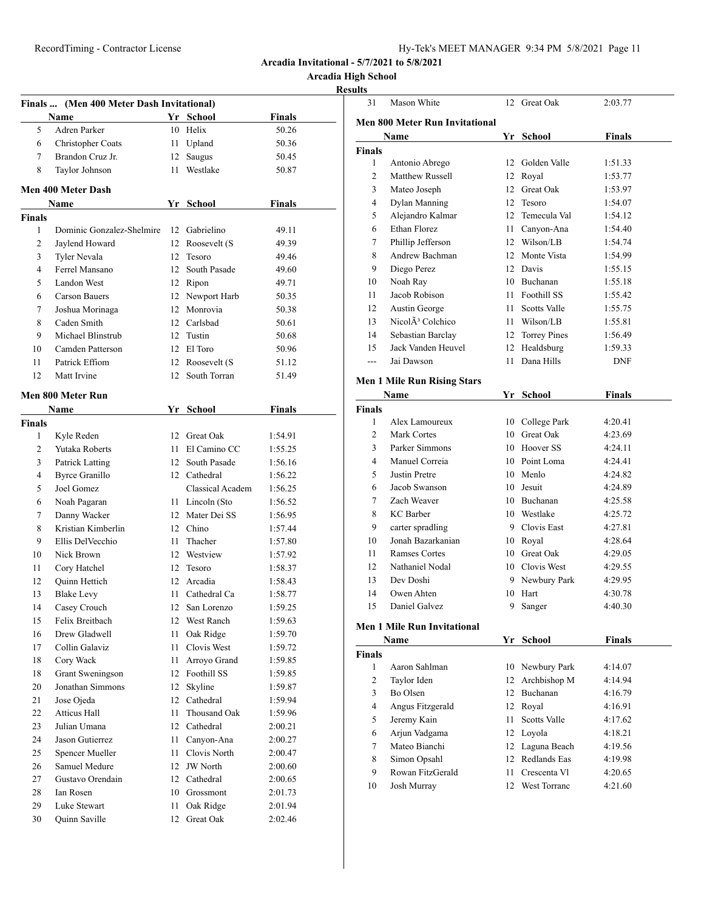## Arcadia Invitational - 5/7/2021 to 5/8/2021

### Arcadia High School

### Results

#### Finals ... (Men 400 Meter Dash Invitational)

| | Name | Yr | School | Finals |
|---|---|---|---|---|
| 5 | Adren Parker | 10 | Helix | 50.26 |
| 6 | Christopher Coats | 11 | Upland | 50.36 |
| 7 | Brandon Cruz Jr. | 12 | Saugus | 50.45 |
| 8 | Taylor Johnson | 11 | Westlake | 50.87 |

#### Men 400 Meter Dash

**Finals**

| | Name | Yr | School | Finals |
|---|---|---|---|---|
| 1 | Dominic Gonzalez-Shelmire | 12 | Gabrielino | 49.11 |
| 2 | Jaylend Howard | 12 | Roosevelt (S | 49.39 |
| 3 | Tyler Nevala | 12 | Tesoro | 49.46 |
| 4 | Ferrel Mansano | 12 | South Pasade | 49.60 |
| 5 | Landon West | 12 | Ripon | 49.71 |
| 6 | Carson Bauers | 12 | Newport Harb | 50.35 |
| 7 | Joshua Morinaga | 12 | Monrovia | 50.38 |
| 8 | Caden Smith | 12 | Carlsbad | 50.61 |
| 9 | Michael Blinstrub | 12 | Tustin | 50.68 |
| 10 | Camden Patterson | 12 | El Toro | 50.96 |
| 11 | Patrick Effiom | 12 | Roosevelt (S | 51.12 |
| 12 | Matt Irvine | 12 | South Torran | 51.49 |

#### Men 800 Meter Run

**Finals**

| | Name | Yr | School | Finals |
|---|---|---|---|---|
| 1 | Kyle Reden | 12 | Great Oak | 1:54.91 |
| 2 | Yutaka Roberts | 11 | El Camino CC | 1:55.25 |
| 3 | Patrick Latting | 12 | South Pasade | 1:56.16 |
| 4 | Byrce Granillo | 12 | Cathedral | 1:56.22 |
| 5 | Joel Gomez | | Classical Academ | 1:56.25 |
| 6 | Noah Pagaran | 11 | Lincoln (Sto | 1:56.52 |
| 7 | Danny Wacker | 12 | Mater Dei SS | 1:56.95 |
| 8 | Kristian Kimberlin | 12 | Chino | 1:57.44 |
| 9 | Ellis DelVecchio | 11 | Thacher | 1:57.80 |
| 10 | Nick Brown | 12 | Westview | 1:57.92 |
| 11 | Cory Hatchel | 12 | Tesoro | 1:58.37 |
| 12 | Quinn Hettich | 12 | Arcadia | 1:58.43 |
| 13 | Blake Levy | 11 | Cathedral Ca | 1:58.77 |
| 14 | Casey Crouch | 12 | San Lorenzo | 1:59.25 |
| 15 | Felix Breitbach | 12 | West Ranch | 1:59.63 |
| 16 | Drew Gladwell | 11 | Oak Ridge | 1:59.70 |
| 17 | Collin Galaviz | 11 | Clovis West | 1:59.72 |
| 18 | Cory Wack | 11 | Arroyo Grand | 1:59.85 |
| 18 | Grant Sweningson | 12 | Foothill SS | 1:59.85 |
| 20 | Jonathan Simmons | 12 | Skyline | 1:59.87 |
| 21 | Jose Ojeda | 12 | Cathedral | 1:59.94 |
| 22 | Atticus Hall | 11 | Thousand Oak | 1:59.96 |
| 23 | Julian Umana | 12 | Cathedral | 2:00.21 |
| 24 | Jason Gutierrez | 11 | Canyon-Ana | 2:00.27 |
| 25 | Spencer Mueller | 11 | Clovis North | 2:00.47 |
| 26 | Samuel Medure | 12 | JW North | 2:00.60 |
| 27 | Gustavo Orendain | 12 | Cathedral | 2:00.65 |
| 28 | Ian Rosen | 10 | Grossmont | 2:01.73 |
| 29 | Luke Stewart | 11 | Oak Ridge | 2:01.94 |
| 30 | Quinn Saville | 12 | Great Oak | 2:02.46 |
| 31 | Mason White | 12 | Great Oak | 2:03.77 |

#### Men 800 Meter Run Invitational

**Finals**

| | Name | Yr | School | Finals |
|---|---|---|---|---|
| 1 | Antonio Abrego | 12 | Golden Valle | 1:51.33 |
| 2 | Matthew Russell | 12 | Royal | 1:53.77 |
| 3 | Mateo Joseph | 12 | Great Oak | 1:53.97 |
| 4 | Dylan Manning | 12 | Tesoro | 1:54.07 |
| 5 | Alejandro Kalmar | 12 | Temecula Val | 1:54.12 |
| 6 | Ethan Florez | 11 | Canyon-Ana | 1:54.40 |
| 7 | Phillip Jefferson | 12 | Wilson/LB | 1:54.74 |
| 8 | Andrew Bachman | 12 | Monte Vista | 1:54.99 |
| 9 | Diego Perez | 12 | Davis | 1:55.15 |
| 10 | Noah Ray | 10 | Buchanan | 1:55.18 |
| 11 | Jacob Robison | 11 | Foothill SS | 1:55.42 |
| 12 | Austin George | 11 | Scotts Valle | 1:55.75 |
| 13 | NicolÃ³ Colchico | 11 | Wilson/LB | 1:55.81 |
| 14 | Sebastian Barclay | 12 | Torrey Pines | 1:56.49 |
| 15 | Jack Vanden Heuvel | 12 | Healdsburg | 1:59.33 |
| --- | Jai Dawson | 11 | Dana Hills | DNF |

#### Men 1 Mile Run Rising Stars

**Finals**

| | Name | Yr | School | Finals |
|---|---|---|---|---|
| 1 | Alex Lamoureux | 10 | College Park | 4:20.41 |
| 2 | Mark Cortes | 10 | Great Oak | 4:23.69 |
| 3 | Parker Simmons | 10 | Hoover SS | 4:24.11 |
| 4 | Manuel Correia | 10 | Point Loma | 4:24.41 |
| 5 | Justin Pretre | 10 | Menlo | 4:24.82 |
| 6 | Jacob Swanson | 10 | Jesuit | 4:24.89 |
| 7 | Zach Weaver | 10 | Buchanan | 4:25.58 |
| 8 | KC Barber | 10 | Westlake | 4:25.72 |
| 9 | carter spradling | 9 | Clovis East | 4:27.81 |
| 10 | Jonah Bazarkanian | 10 | Royal | 4:28.64 |
| 11 | Ramses Cortes | 10 | Great Oak | 4:29.05 |
| 12 | Nathaniel Nodal | 10 | Clovis West | 4:29.55 |
| 13 | Dev Doshi | 9 | Newbury Park | 4:29.95 |
| 14 | Owen Ahten | 10 | Hart | 4:30.78 |
| 15 | Daniel Galvez | 9 | Sanger | 4:40.30 |

#### Men 1 Mile Run Invitational

**Finals**

| | Name | Yr | School | Finals |
|---|---|---|---|---|
| 1 | Aaron Sahlman | 10 | Newbury Park | 4:14.07 |
| 2 | Taylor Iden | 12 | Archbishop M | 4:14.94 |
| 3 | Bo Olsen | 12 | Buchanan | 4:16.79 |
| 4 | Angus Fitzgerald | 12 | Royal | 4:16.91 |
| 5 | Jeremy Kain | 11 | Scotts Valle | 4:17.62 |
| 6 | Arjun Vadgama | 12 | Loyola | 4:18.21 |
| 7 | Mateo Bianchi | 12 | Laguna Beach | 4:19.56 |
| 8 | Simon Opsahl | 12 | Redlands Eas | 4:19.98 |
| 9 | Rowan FitzGerald | 11 | Crescenta Vl | 4:20.65 |
| 10 | Josh Murray | 12 | West Torranc | 4:21.60 |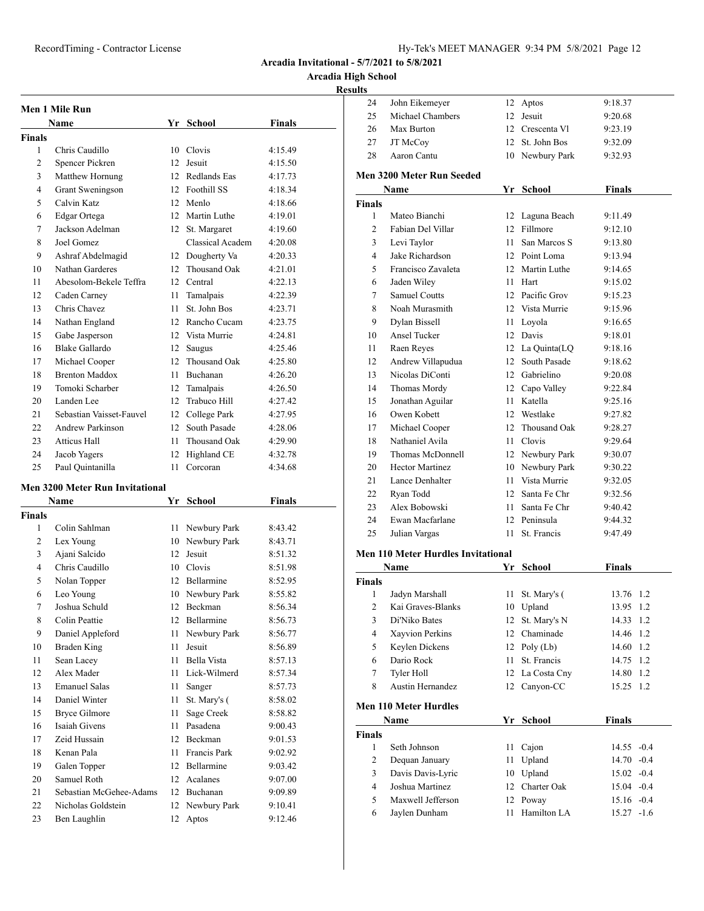Arcadia Invitational - 5/7/2021 to 5/8/2021

Arcadia High School

Results

### Men 1 Mile Run

| | Name | Yr | School | Finals |
|---|---|---|---|---|
| **Finals** | | | | |
| 1 | Chris Caudillo | 10 | Clovis | 4:15.49 |
| 2 | Spencer Pickren | 12 | Jesuit | 4:15.50 |
| 3 | Matthew Hornung | 12 | Redlands Eas | 4:17.73 |
| 4 | Grant Sweningson | 12 | Foothill SS | 4:18.34 |
| 5 | Calvin Katz | 12 | Menlo | 4:18.66 |
| 6 | Edgar Ortega | 12 | Martin Luthe | 4:19.01 |
| 7 | Jackson Adelman | 12 | St. Margaret | 4:19.60 |
| 8 | Joel Gomez | | Classical Academ | 4:20.08 |
| 9 | Ashraf Abdelmagid | 12 | Dougherty Va | 4:20.33 |
| 10 | Nathan Garderes | 12 | Thousand Oak | 4:21.01 |
| 11 | Abesolom-Bekele Teffra | 12 | Central | 4:22.13 |
| 12 | Caden Carney | 11 | Tamalpais | 4:22.39 |
| 13 | Chris Chavez | 11 | St. John Bos | 4:23.71 |
| 14 | Nathan England | 12 | Rancho Cucam | 4:23.75 |
| 15 | Gabe Jasperson | 12 | Vista Murrie | 4:24.81 |
| 16 | Blake Gallardo | 12 | Saugus | 4:25.46 |
| 17 | Michael Cooper | 12 | Thousand Oak | 4:25.80 |
| 18 | Brenton Maddox | 11 | Buchanan | 4:26.20 |
| 19 | Tomoki Scharber | 12 | Tamalpais | 4:26.50 |
| 20 | Landen Lee | 12 | Trabuco Hill | 4:27.42 |
| 21 | Sebastian Vaisset-Fauvel | 12 | College Park | 4:27.95 |
| 22 | Andrew Parkinson | 12 | South Pasade | 4:28.06 |
| 23 | Atticus Hall | 11 | Thousand Oak | 4:29.90 |
| 24 | Jacob Yagers | 12 | Highland CE | 4:32.78 |
| 25 | Paul Quintanilla | 11 | Corcoran | 4:34.68 |

### Men 3200 Meter Run Invitational

| | Name | Yr | School | Finals |
|---|---|---|---|---|
| **Finals** | | | | |
| 1 | Colin Sahlman | 11 | Newbury Park | 8:43.42 |
| 2 | Lex Young | 10 | Newbury Park | 8:43.71 |
| 3 | Ajani Salcido | 12 | Jesuit | 8:51.32 |
| 4 | Chris Caudillo | 10 | Clovis | 8:51.98 |
| 5 | Nolan Topper | 12 | Bellarmine | 8:52.95 |
| 6 | Leo Young | 10 | Newbury Park | 8:55.82 |
| 7 | Joshua Schuld | 12 | Beckman | 8:56.34 |
| 8 | Colin Peattie | 12 | Bellarmine | 8:56.73 |
| 9 | Daniel Appleford | 11 | Newbury Park | 8:56.77 |
| 10 | Braden King | 11 | Jesuit | 8:56.89 |
| 11 | Sean Lacey | 11 | Bella Vista | 8:57.13 |
| 12 | Alex Mader | 11 | Lick-Wilmerd | 8:57.34 |
| 13 | Emanuel Salas | 11 | Sanger | 8:57.73 |
| 14 | Daniel Winter | 11 | St. Mary's ( | 8:58.02 |
| 15 | Bryce Gilmore | 11 | Sage Creek | 8:58.82 |
| 16 | Isaiah Givens | 11 | Pasadena | 9:00.43 |
| 17 | Zeid Hussain | 12 | Beckman | 9:01.53 |
| 18 | Kenan Pala | 11 | Francis Park | 9:02.92 |
| 19 | Galen Topper | 12 | Bellarmine | 9:03.42 |
| 20 | Samuel Roth | 12 | Acalanes | 9:07.00 |
| 21 | Sebastian McGehee-Adams | 12 | Buchanan | 9:09.89 |
| 22 | Nicholas Goldstein | 12 | Newbury Park | 9:10.41 |
| 23 | Ben Laughlin | 12 | Aptos | 9:12.46 |
| 24 | John Eikemeyer | 12 | Aptos | 9:18.37 |
| 25 | Michael Chambers | 12 | Jesuit | 9:20.68 |
| 26 | Max Burton | 12 | Crescenta Vl | 9:23.19 |
| 27 | JT McCoy | 12 | St. John Bos | 9:32.09 |
| 28 | Aaron Cantu | 10 | Newbury Park | 9:32.93 |

### Men 3200 Meter Run Seeded

| | Name | Yr | School | Finals |
|---|---|---|---|---|
| **Finals** | | | | |
| 1 | Mateo Bianchi | 12 | Laguna Beach | 9:11.49 |
| 2 | Fabian Del Villar | 12 | Fillmore | 9:12.10 |
| 3 | Levi Taylor | 11 | San Marcos S | 9:13.80 |
| 4 | Jake Richardson | 12 | Point Loma | 9:13.94 |
| 5 | Francisco Zavaleta | 12 | Martin Luthe | 9:14.65 |
| 6 | Jaden Wiley | 11 | Hart | 9:15.02 |
| 7 | Samuel Coutts | 12 | Pacific Grov | 9:15.23 |
| 8 | Noah Murasmith | 12 | Vista Murrie | 9:15.96 |
| 9 | Dylan Bissell | 11 | Loyola | 9:16.65 |
| 10 | Ansel Tucker | 12 | Davis | 9:18.01 |
| 11 | Raen Reyes | 12 | La Quinta(LQ | 9:18.16 |
| 12 | Andrew Villapudua | 12 | South Pasade | 9:18.62 |
| 13 | Nicolas DiConti | 12 | Gabrielino | 9:20.08 |
| 14 | Thomas Mordy | 12 | Capo Valley | 9:22.84 |
| 15 | Jonathan Aguilar | 11 | Katella | 9:25.16 |
| 16 | Owen Kobett | 12 | Westlake | 9:27.82 |
| 17 | Michael Cooper | 12 | Thousand Oak | 9:28.27 |
| 18 | Nathaniel Avila | 11 | Clovis | 9:29.64 |
| 19 | Thomas McDonnell | 12 | Newbury Park | 9:30.07 |
| 20 | Hector Martinez | 10 | Newbury Park | 9:30.22 |
| 21 | Lance Denhalter | 11 | Vista Murrie | 9:32.05 |
| 22 | Ryan Todd | 12 | Santa Fe Chr | 9:32.56 |
| 23 | Alex Bobowski | 11 | Santa Fe Chr | 9:40.42 |
| 24 | Ewan Macfarlane | 12 | Peninsula | 9:44.32 |
| 25 | Julian Vargas | 11 | St. Francis | 9:47.49 |

### Men 110 Meter Hurdles Invitational

| | Name | Yr | School | Finals | |
|---|---|---|---|---|---|
| **Finals** | | | | | |
| 1 | Jadyn Marshall | 11 | St. Mary's ( | 13.76 | 1.2 |
| 2 | Kai Graves-Blanks | 10 | Upland | 13.95 | 1.2 |
| 3 | Di'Niko Bates | 12 | St. Mary's N | 14.33 | 1.2 |
| 4 | Xayvion Perkins | 12 | Chaminade | 14.46 | 1.2 |
| 5 | Keylen Dickens | 12 | Poly (Lb) | 14.60 | 1.2 |
| 6 | Dario Rock | 11 | St. Francis | 14.75 | 1.2 |
| 7 | Tyler Holl | 12 | La Costa Cny | 14.80 | 1.2 |
| 8 | Austin Hernandez | 12 | Canyon-CC | 15.25 | 1.2 |

### Men 110 Meter Hurdles

| | Name | Yr | School | Finals | |
|---|---|---|---|---|---|
| **Finals** | | | | | |
| 1 | Seth Johnson | 11 | Cajon | 14.55 | -0.4 |
| 2 | Dequan January | 11 | Upland | 14.70 | -0.4 |
| 3 | Davis Davis-Lyric | 10 | Upland | 15.02 | -0.4 |
| 4 | Joshua Martinez | 12 | Charter Oak | 15.04 | -0.4 |
| 5 | Maxwell Jefferson | 12 | Poway | 15.16 | -0.4 |
| 6 | Jaylen Dunham | 11 | Hamilton LA | 15.27 | -1.6 |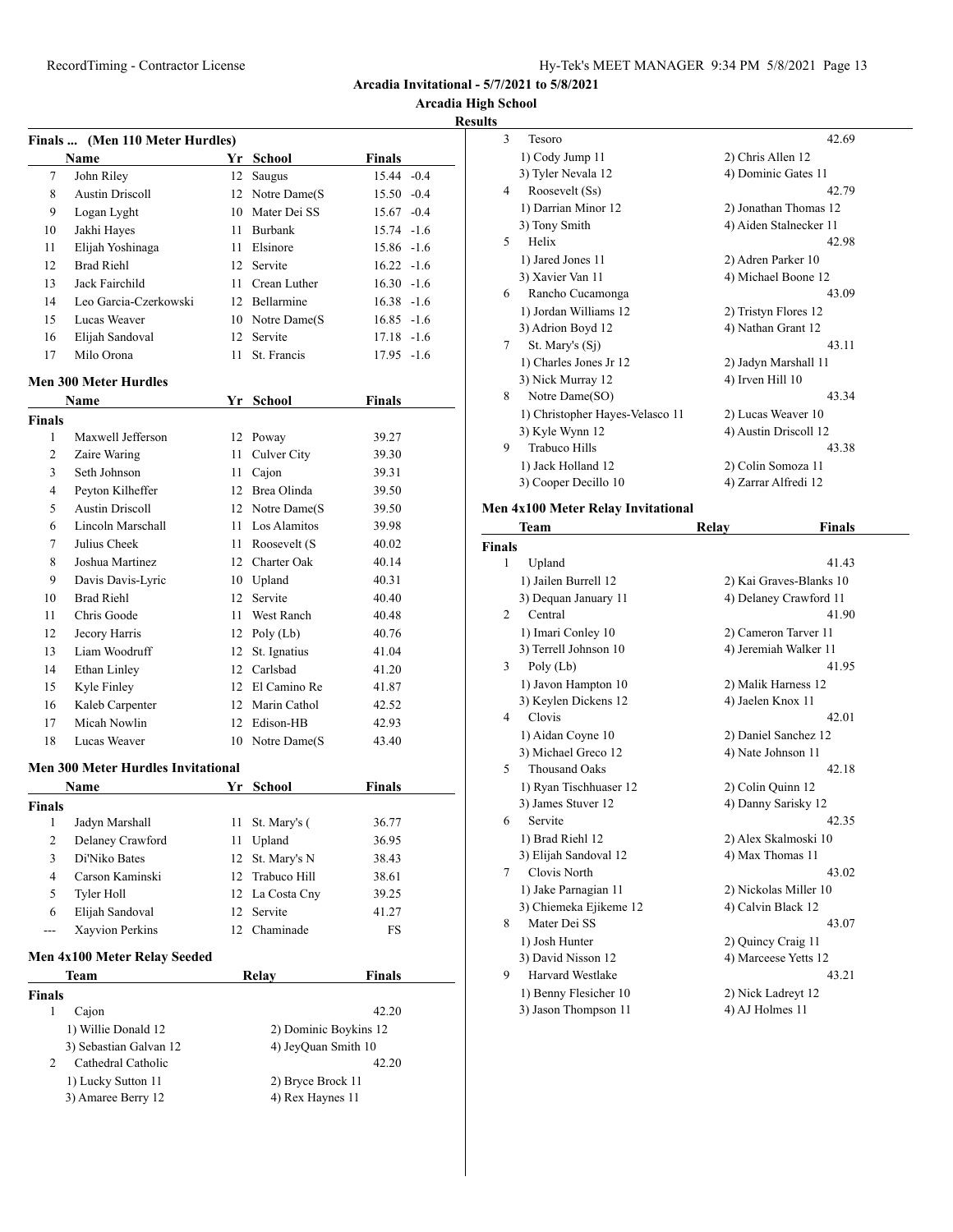Arcadia Invitational - 5/7/2021 to 5/8/2021

Arcadia High School

Results

### Finals ... (Men 110 Meter Hurdles)

| | Name | Yr | School | Finals | |
|---|---|---|---|---|---|
| 7 | John Riley | 12 | Saugus | 15.44 | -0.4 |
| 8 | Austin Driscoll | 12 | Notre Dame(S | 15.50 | -0.4 |
| 9 | Logan Lyght | 10 | Mater Dei SS | 15.67 | -0.4 |
| 10 | Jakhi Hayes | 11 | Burbank | 15.74 | -1.6 |
| 11 | Elijah Yoshinaga | 11 | Elsinore | 15.86 | -1.6 |
| 12 | Brad Riehl | 12 | Servite | 16.22 | -1.6 |
| 13 | Jack Fairchild | 11 | Crean Luther | 16.30 | -1.6 |
| 14 | Leo Garcia-Czerkowski | 12 | Bellarmine | 16.38 | -1.6 |
| 15 | Lucas Weaver | 10 | Notre Dame(S | 16.85 | -1.6 |
| 16 | Elijah Sandoval | 12 | Servite | 17.18 | -1.6 |
| 17 | Milo Orona | 11 | St. Francis | 17.95 | -1.6 |

### Men 300 Meter Hurdles

| | Name | Yr | School | Finals |
|---|---|---|---|---|
| **Finals** | | | | |
| 1 | Maxwell Jefferson | 12 | Poway | 39.27 |
| 2 | Zaire Waring | 11 | Culver City | 39.30 |
| 3 | Seth Johnson | 11 | Cajon | 39.31 |
| 4 | Peyton Kilheffer | 12 | Brea Olinda | 39.50 |
| 5 | Austin Driscoll | 12 | Notre Dame(S | 39.50 |
| 6 | Lincoln Marschall | 11 | Los Alamitos | 39.98 |
| 7 | Julius Cheek | 11 | Roosevelt (S | 40.02 |
| 8 | Joshua Martinez | 12 | Charter Oak | 40.14 |
| 9 | Davis Davis-Lyric | 10 | Upland | 40.31 |
| 10 | Brad Riehl | 12 | Servite | 40.40 |
| 11 | Chris Goode | 11 | West Ranch | 40.48 |
| 12 | Jecory Harris | 12 | Poly (Lb) | 40.76 |
| 13 | Liam Woodruff | 12 | St. Ignatius | 41.04 |
| 14 | Ethan Linley | 12 | Carlsbad | 41.20 |
| 15 | Kyle Finley | 12 | El Camino Re | 41.87 |
| 16 | Kaleb Carpenter | 12 | Marin Cathol | 42.52 |
| 17 | Micah Nowlin | 12 | Edison-HB | 42.93 |
| 18 | Lucas Weaver | 10 | Notre Dame(S | 43.40 |

### Men 300 Meter Hurdles Invitational

| | Name | Yr | School | Finals |
|---|---|---|---|---|
| **Finals** | | | | |
| 1 | Jadyn Marshall | 11 | St. Mary's ( | 36.77 |
| 2 | Delaney Crawford | 11 | Upland | 36.95 |
| 3 | Di'Niko Bates | 12 | St. Mary's N | 38.43 |
| 4 | Carson Kaminski | 12 | Trabuco Hill | 38.61 |
| 5 | Tyler Holl | 12 | La Costa Cny | 39.25 |
| 6 | Elijah Sandoval | 12 | Servite | 41.27 |
| --- | Xayvion Perkins | 12 | Chaminade | FS |

### Men 4x100 Meter Relay Seeded

| | Team | Relay | Finals |
|---|---|---|---|
| **Finals** | | | |
| 1 | Cajon | | 42.20 |
| | 1) Willie Donald 12 | 2) Dominic Boykins 12 | |
| | 3) Sebastian Galvan 12 | 4) JeyQuan Smith 10 | |
| 2 | Cathedral Catholic | | 42.20 |
| | 1) Lucky Sutton 11 | 2) Bryce Brock 11 | |
| | 3) Amaree Berry 12 | 4) Rex Haynes 11 | |
| 3 | Tesoro | | 42.69 |
| | 1) Cody Jump 11 | 2) Chris Allen 12 | |
| | 3) Tyler Nevala 12 | 4) Dominic Gates 11 | |
| 4 | Roosevelt (Ss) | | 42.79 |
| | 1) Darrian Minor 12 | 2) Jonathan Thomas 12 | |
| | 3) Tony Smith | 4) Aiden Stalnecker 11 | |
| 5 | Helix | | 42.98 |
| | 1) Jared Jones 11 | 2) Adren Parker 10 | |
| | 3) Xavier Van 11 | 4) Michael Boone 12 | |
| 6 | Rancho Cucamonga | | 43.09 |
| | 1) Jordan Williams 12 | 2) Tristyn Flores 12 | |
| | 3) Adrion Boyd 12 | 4) Nathan Grant 12 | |
| 7 | St. Mary's (Sj) | | 43.11 |
| | 1) Charles Jones Jr 12 | 2) Jadyn Marshall 11 | |
| | 3) Nick Murray 12 | 4) Irven Hill 10 | |
| 8 | Notre Dame(SO) | | 43.34 |
| | 1) Christopher Hayes-Velasco 11 | 2) Lucas Weaver 10 | |
| | 3) Kyle Wynn 12 | 4) Austin Driscoll 12 | |
| 9 | Trabuco Hills | | 43.38 |
| | 1) Jack Holland 12 | 2) Colin Somoza 11 | |
| | 3) Cooper Decillo 10 | 4) Zarrar Alfredi 12 | |

### Men 4x100 Meter Relay Invitational

| | Team | Relay | Finals |
|---|---|---|---|
| **Finals** | | | |
| 1 | Upland | | 41.43 |
| | 1) Jailen Burrell 12 | 2) Kai Graves-Blanks 10 | |
| | 3) Dequan January 11 | 4) Delaney Crawford 11 | |
| 2 | Central | | 41.90 |
| | 1) Imari Conley 10 | 2) Cameron Tarver 11 | |
| | 3) Terrell Johnson 10 | 4) Jeremiah Walker 11 | |
| 3 | Poly (Lb) | | 41.95 |
| | 1) Javon Hampton 10 | 2) Malik Harness 12 | |
| | 3) Keylen Dickens 12 | 4) Jaelen Knox 11 | |
| 4 | Clovis | | 42.01 |
| | 1) Aidan Coyne 10 | 2) Daniel Sanchez 12 | |
| | 3) Michael Greco 12 | 4) Nate Johnson 11 | |
| 5 | Thousand Oaks | | 42.18 |
| | 1) Ryan Tischhuaser 12 | 2) Colin Quinn 12 | |
| | 3) James Stuver 12 | 4) Danny Sarisky 12 | |
| 6 | Servite | | 42.35 |
| | 1) Brad Riehl 12 | 2) Alex Skalmoski 10 | |
| | 3) Elijah Sandoval 12 | 4) Max Thomas 11 | |
| 7 | Clovis North | | 43.02 |
| | 1) Jake Parnagian 11 | 2) Nickolas Miller 10 | |
| | 3) Chiemeka Ejikeme 12 | 4) Calvin Black 12 | |
| 8 | Mater Dei SS | | 43.07 |
| | 1) Josh Hunter | 2) Quincy Craig 11 | |
| | 3) David Nisson 12 | 4) Marceese Yetts 12 | |
| 9 | Harvard Westlake | | 43.21 |
| | 1) Benny Flesicher 10 | 2) Nick Ladreyt 12 | |
| | 3) Jason Thompson 11 | 4) AJ Holmes 11 | |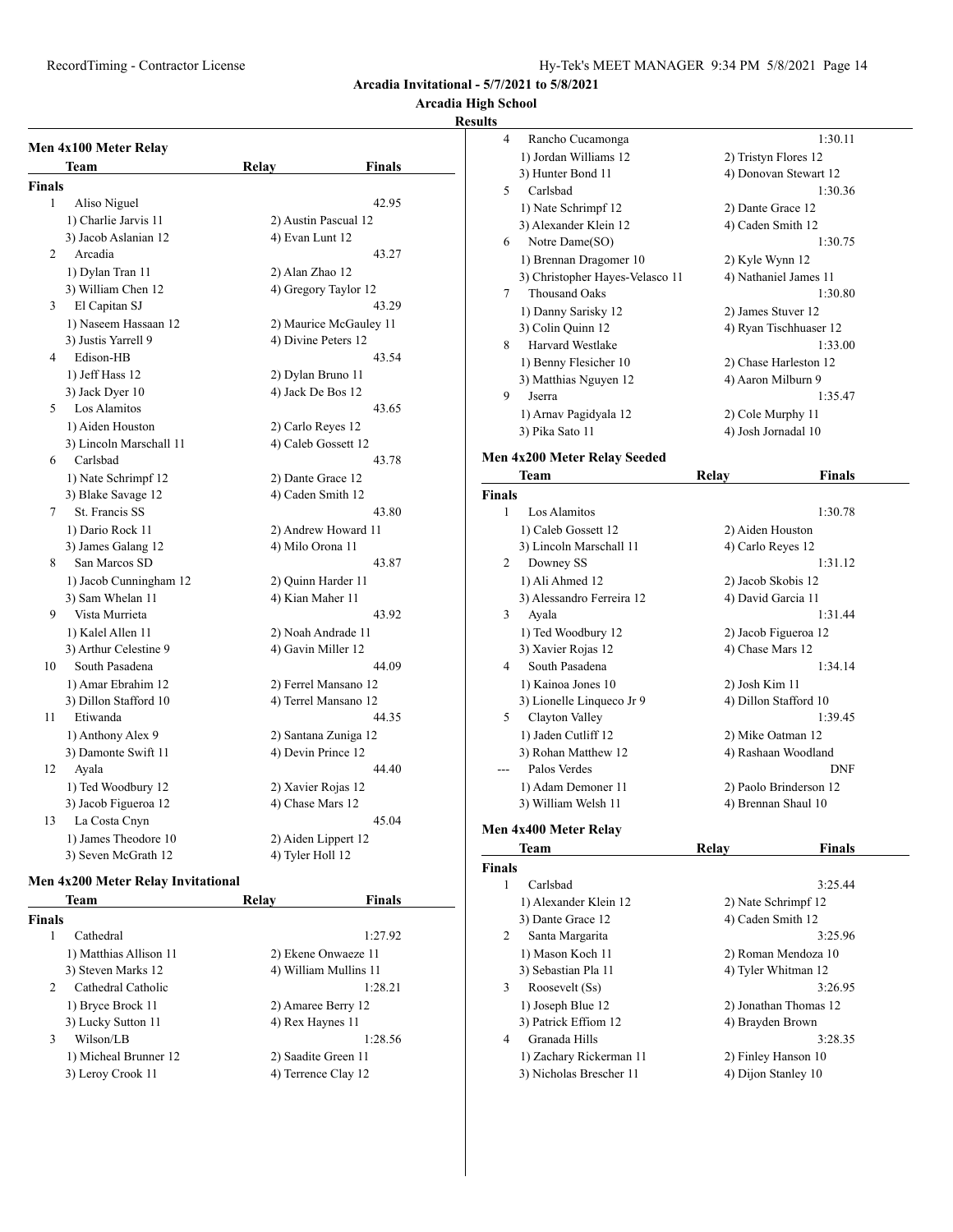## Arcadia Invitational - 5/7/2021 to 5/8/2021

### Arcadia High School

#### Results

**Men 4x100 Meter Relay**

| | Team | Relay | Finals |
|---|---|---|---|
| **Finals** | | | |
| 1 | Aliso Niguel | | 42.95 |
| | 1) Charlie Jarvis 11 | 2) Austin Pascual 12 | |
| | 3) Jacob Aslanian 12 | 4) Evan Lunt 12 | |
| 2 | Arcadia | | 43.27 |
| | 1) Dylan Tran 11 | 2) Alan Zhao 12 | |
| | 3) William Chen 12 | 4) Gregory Taylor 12 | |
| 3 | El Capitan SJ | | 43.29 |
| | 1) Naseem Hassaan 12 | 2) Maurice McGauley 11 | |
| | 3) Justis Yarrell 9 | 4) Divine Peters 12 | |
| 4 | Edison-HB | | 43.54 |
| | 1) Jeff Hass 12 | 2) Dylan Bruno 11 | |
| | 3) Jack Dyer 10 | 4) Jack De Bos 12 | |
| 5 | Los Alamitos | | 43.65 |
| | 1) Aiden Houston | 2) Carlo Reyes 12 | |
| | 3) Lincoln Marschall 11 | 4) Caleb Gossett 12 | |
| 6 | Carlsbad | | 43.78 |
| | 1) Nate Schrimpf 12 | 2) Dante Grace 12 | |
| | 3) Blake Savage 12 | 4) Caden Smith 12 | |
| 7 | St. Francis SS | | 43.80 |
| | 1) Dario Rock 11 | 2) Andrew Howard 11 | |
| | 3) James Galang 12 | 4) Milo Orona 11 | |
| 8 | San Marcos SD | | 43.87 |
| | 1) Jacob Cunningham 12 | 2) Quinn Harder 11 | |
| | 3) Sam Whelan 11 | 4) Kian Maher 11 | |
| 9 | Vista Murrieta | | 43.92 |
| | 1) Kalel Allen 11 | 2) Noah Andrade 11 | |
| | 3) Arthur Celestine 9 | 4) Gavin Miller 12 | |
| 10 | South Pasadena | | 44.09 |
| | 1) Amar Ebrahim 12 | 2) Ferrel Mansano 12 | |
| | 3) Dillon Stafford 10 | 4) Terrel Mansano 12 | |
| 11 | Etiwanda | | 44.35 |
| | 1) Anthony Alex 9 | 2) Santana Zuniga 12 | |
| | 3) Damonte Swift 11 | 4) Devin Prince 12 | |
| 12 | Ayala | | 44.40 |
| | 1) Ted Woodbury 12 | 2) Xavier Rojas 12 | |
| | 3) Jacob Figueroa 12 | 4) Chase Mars 12 | |
| 13 | La Costa Cnyn | | 45.04 |
| | 1) James Theodore 10 | 2) Aiden Lippert 12 | |
| | 3) Seven McGrath 12 | 4) Tyler Holl 12 | |

**Men 4x200 Meter Relay Invitational**

| | Team | Relay | Finals |
|---|---|---|---|
| **Finals** | | | |
| 1 | Cathedral | | 1:27.92 |
| | 1) Matthias Allison 11 | 2) Ekene Onwaeze 11 | |
| | 3) Steven Marks 12 | 4) William Mullins 11 | |
| 2 | Cathedral Catholic | | 1:28.21 |
| | 1) Bryce Brock 11 | 2) Amaree Berry 12 | |
| | 3) Lucky Sutton 11 | 4) Rex Haynes 11 | |
| 3 | Wilson/LB | | 1:28.56 |
| | 1) Micheal Brunner 12 | 2) Saadite Green 11 | |
| | 3) Leroy Crook 11 | 4) Terrence Clay 12 | |
| 4 | Rancho Cucamonga | | 1:30.11 |
| | 1) Jordan Williams 12 | 2) Tristyn Flores 12 | |
| | 3) Hunter Bond 11 | 4) Donovan Stewart 12 | |
| 5 | Carlsbad | | 1:30.36 |
| | 1) Nate Schrimpf 12 | 2) Dante Grace 12 | |
| | 3) Alexander Klein 12 | 4) Caden Smith 12 | |
| 6 | Notre Dame(SO) | | 1:30.75 |
| | 1) Brennan Dragomer 10 | 2) Kyle Wynn 12 | |
| | 3) Christopher Hayes-Velasco 11 | 4) Nathaniel James 11 | |
| 7 | Thousand Oaks | | 1:30.80 |
| | 1) Danny Sarisky 12 | 2) James Stuver 12 | |
| | 3) Colin Quinn 12 | 4) Ryan Tischhuaser 12 | |
| 8 | Harvard Westlake | | 1:33.00 |
| | 1) Benny Flesicher 10 | 2) Chase Harleston 12 | |
| | 3) Matthias Nguyen 12 | 4) Aaron Milburn 9 | |
| 9 | Jserra | | 1:35.47 |
| | 1) Arnav Pagidyala 12 | 2) Cole Murphy 11 | |
| | 3) Pika Sato 11 | 4) Josh Jornadal 10 | |

**Men 4x200 Meter Relay Seeded**

| | Team | Relay | Finals |
|---|---|---|---|
| **Finals** | | | |
| 1 | Los Alamitos | | 1:30.78 |
| | 1) Caleb Gossett 12 | 2) Aiden Houston | |
| | 3) Lincoln Marschall 11 | 4) Carlo Reyes 12 | |
| 2 | Downey SS | | 1:31.12 |
| | 1) Ali Ahmed 12 | 2) Jacob Skobis 12 | |
| | 3) Alessandro Ferreira 12 | 4) David Garcia 11 | |
| 3 | Ayala | | 1:31.44 |
| | 1) Ted Woodbury 12 | 2) Jacob Figueroa 12 | |
| | 3) Xavier Rojas 12 | 4) Chase Mars 12 | |
| 4 | South Pasadena | | 1:34.14 |
| | 1) Kainoa Jones 10 | 2) Josh Kim 11 | |
| | 3) Lionelle Linqueco Jr 9 | 4) Dillon Stafford 10 | |
| 5 | Clayton Valley | | 1:39.45 |
| | 1) Jaden Cutliff 12 | 2) Mike Oatman 12 | |
| | 3) Rohan Matthew 12 | 4) Rashaan Woodland | |
| --- | Palos Verdes | | DNF |
| | 1) Adam Demoner 11 | 2) Paolo Brinderson 12 | |
| | 3) William Welsh 11 | 4) Brennan Shaul 10 | |

**Men 4x400 Meter Relay**

| | Team | Relay | Finals |
|---|---|---|---|
| **Finals** | | | |
| 1 | Carlsbad | | 3:25.44 |
| | 1) Alexander Klein 12 | 2) Nate Schrimpf 12 | |
| | 3) Dante Grace 12 | 4) Caden Smith 12 | |
| 2 | Santa Margarita | | 3:25.96 |
| | 1) Mason Koch 11 | 2) Roman Mendoza 10 | |
| | 3) Sebastian Pla 11 | 4) Tyler Whitman 12 | |
| 3 | Roosevelt (Ss) | | 3:26.95 |
| | 1) Joseph Blue 12 | 2) Jonathan Thomas 12 | |
| | 3) Patrick Effiom 12 | 4) Brayden Brown | |
| 4 | Granada Hills | | 3:28.35 |
| | 1) Zachary Rickerman 11 | 2) Finley Hanson 10 | |
| | 3) Nicholas Brescher 11 | 4) Dijon Stanley 10 | |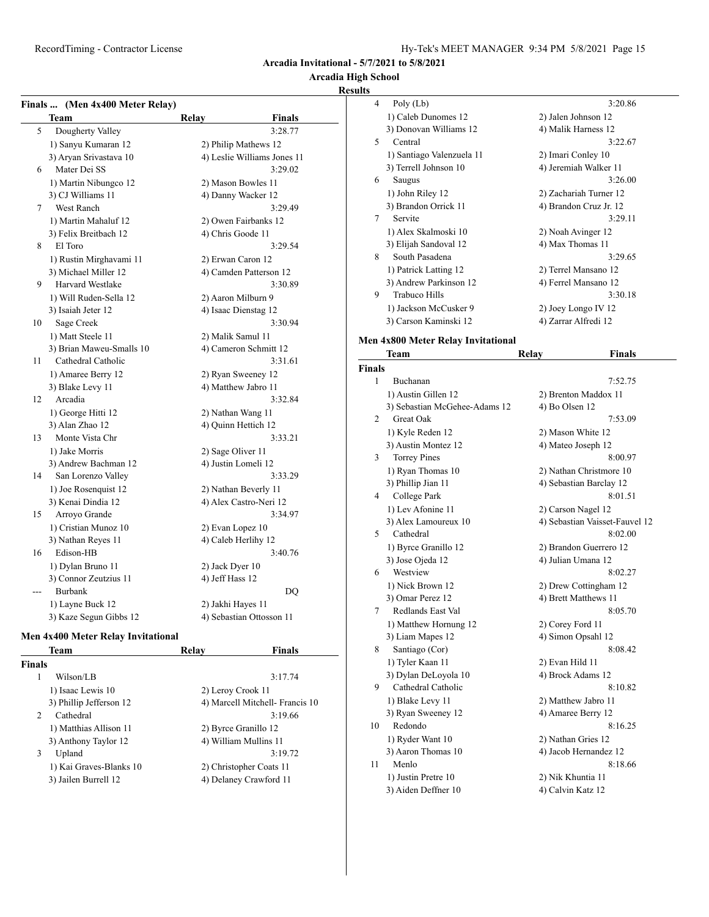Arcadia Invitational - 5/7/2021 to 5/8/2021

Arcadia High School

Results

## Finals ... (Men 4x400 Meter Relay)

| | Team | Relay | Finals |
|---|---|---|---|
| 5 | Dougherty Valley | | 3:28.77 |
| | 1) Sanyu Kumaran 12 | 2) Philip Mathews 12 | |
| | 3) Aryan Srivastava 10 | 4) Leslie Williams Jones 11 | |
| 6 | Mater Dei SS | | 3:29.02 |
| | 1) Martin Nibungco 12 | 2) Mason Bowles 11 | |
| | 3) CJ Williams 11 | 4) Danny Wacker 12 | |
| 7 | West Ranch | | 3:29.49 |
| | 1) Martin Mahaluf 12 | 2) Owen Fairbanks 12 | |
| | 3) Felix Breitbach 12 | 4) Chris Goode 11 | |
| 8 | El Toro | | 3:29.54 |
| | 1) Rustin Mirghavami 11 | 2) Erwan Caron 12 | |
| | 3) Michael Miller 12 | 4) Camden Patterson 12 | |
| 9 | Harvard Westlake | | 3:30.89 |
| | 1) Will Ruden-Sella 12 | 2) Aaron Milburn 9 | |
| | 3) Isaiah Jeter 12 | 4) Isaac Dienstag 12 | |
| 10 | Sage Creek | | 3:30.94 |
| | 1) Matt Steele 11 | 2) Malik Samul 11 | |
| | 3) Brian Maweu-Smalls 10 | 4) Cameron Schmitt 12 | |
| 11 | Cathedral Catholic | | 3:31.61 |
| | 1) Amaree Berry 12 | 2) Ryan Sweeney 12 | |
| | 3) Blake Levy 11 | 4) Matthew Jabro 11 | |
| 12 | Arcadia | | 3:32.84 |
| | 1) George Hitti 12 | 2) Nathan Wang 11 | |
| | 3) Alan Zhao 12 | 4) Quinn Hettich 12 | |
| 13 | Monte Vista Chr | | 3:33.21 |
| | 1) Jake Morris | 2) Sage Oliver 11 | |
| | 3) Andrew Bachman 12 | 4) Justin Lomeli 12 | |
| 14 | San Lorenzo Valley | | 3:33.29 |
| | 1) Joe Rosenquist 12 | 2) Nathan Beverly 11 | |
| | 3) Kenai Dindia 12 | 4) Alex Castro-Neri 12 | |
| 15 | Arroyo Grande | | 3:34.97 |
| | 1) Cristian Munoz 10 | 2) Evan Lopez 10 | |
| | 3) Nathan Reyes 11 | 4) Caleb Herlihy 12 | |
| 16 | Edison-HB | | 3:40.76 |
| | 1) Dylan Bruno 11 | 2) Jack Dyer 10 | |
| | 3) Connor Zeutzius 11 | 4) Jeff Hass 12 | |
| --- | Burbank | | DQ |
| | 1) Layne Buck 12 | 2) Jakhi Hayes 11 | |
| | 3) Kaze Segun Gibbs 12 | 4) Sebastian Ottosson 11 | |

## Men 4x400 Meter Relay Invitational

| | Team | Relay | Finals |
|---|---|---|---|
| **Finals** | | | |
| 1 | Wilson/LB | | 3:17.74 |
| | 1) Isaac Lewis 10 | 2) Leroy Crook 11 | |
| | 3) Phillip Jefferson 12 | 4) Marcell Mitchell- Francis 10 | |
| 2 | Cathedral | | 3:19.66 |
| | 1) Matthias Allison 11 | 2) Byrce Granillo 12 | |
| | 3) Anthony Taylor 12 | 4) William Mullins 11 | |
| 3 | Upland | | 3:19.72 |
| | 1) Kai Graves-Blanks 10 | 2) Christopher Coats 11 | |
| | 3) Jailen Burrell 12 | 4) Delaney Crawford 11 | |
| 4 | Poly (Lb) | | 3:20.86 |
| | 1) Caleb Dunomes 12 | 2) Jalen Johnson 12 | |
| | 3) Donovan Williams 12 | 4) Malik Harness 12 | |
| 5 | Central | | 3:22.67 |
| | 1) Santiago Valenzuela 11 | 2) Imari Conley 10 | |
| | 3) Terrell Johnson 10 | 4) Jeremiah Walker 11 | |
| 6 | Saugus | | 3:26.00 |
| | 1) John Riley 12 | 2) Zachariah Turner 12 | |
| | 3) Brandon Orrick 11 | 4) Brandon Cruz Jr. 12 | |
| 7 | Servite | | 3:29.11 |
| | 1) Alex Skalmoski 10 | 2) Noah Avinger 12 | |
| | 3) Elijah Sandoval 12 | 4) Max Thomas 11 | |
| 8 | South Pasadena | | 3:29.65 |
| | 1) Patrick Latting 12 | 2) Terrel Mansano 12 | |
| | 3) Andrew Parkinson 12 | 4) Ferrel Mansano 12 | |
| 9 | Trabuco Hills | | 3:30.18 |
| | 1) Jackson McCusker 9 | 2) Joey Longo IV 12 | |
| | 3) Carson Kaminski 12 | 4) Zarrar Alfredi 12 | |

## Men 4x800 Meter Relay Invitational

| | Team | Relay | Finals |
|---|---|---|---|
| **Finals** | | | |
| 1 | Buchanan | | 7:52.75 |
| | 1) Austin Gillen 12 | 2) Brenton Maddox 11 | |
| | 3) Sebastian McGehee-Adams 12 | 4) Bo Olsen 12 | |
| 2 | Great Oak | | 7:53.09 |
| | 1) Kyle Reden 12 | 2) Mason White 12 | |
| | 3) Austin Montez 12 | 4) Mateo Joseph 12 | |
| 3 | Torrey Pines | | 8:00.97 |
| | 1) Ryan Thomas 10 | 2) Nathan Christmore 10 | |
| | 3) Phillip Jian 11 | 4) Sebastian Barclay 12 | |
| 4 | College Park | | 8:01.51 |
| | 1) Lev Afonine 11 | 2) Carson Nagel 12 | |
| | 3) Alex Lamoureux 10 | 4) Sebastian Vaisset-Fauvel 12 | |
| 5 | Cathedral | | 8:02.00 |
| | 1) Byrce Granillo 12 | 2) Brandon Guerrero 12 | |
| | 3) Jose Ojeda 12 | 4) Julian Umana 12 | |
| 6 | Westview | | 8:02.27 |
| | 1) Nick Brown 12 | 2) Drew Cottingham 12 | |
| | 3) Omar Perez 12 | 4) Brett Matthews 11 | |
| 7 | Redlands East Val | | 8:05.70 |
| | 1) Matthew Hornung 12 | 2) Corey Ford 11 | |
| | 3) Liam Mapes 12 | 4) Simon Opsahl 12 | |
| 8 | Santiago (Cor) | | 8:08.42 |
| | 1) Tyler Kaan 11 | 2) Evan Hild 11 | |
| | 3) Dylan DeLoyola 10 | 4) Brock Adams 12 | |
| 9 | Cathedral Catholic | | 8:10.82 |
| | 1) Blake Levy 11 | 2) Matthew Jabro 11 | |
| | 3) Ryan Sweeney 12 | 4) Amaree Berry 12 | |
| 10 | Redondo | | 8:16.25 |
| | 1) Ryder Want 10 | 2) Nathan Gries 12 | |
| | 3) Aaron Thomas 10 | 4) Jacob Hernandez 12 | |
| 11 | Menlo | | 8:18.66 |
| | 1) Justin Pretre 10 | 2) Nik Khuntia 11 | |
| | 3) Aiden Deffner 10 | 4) Calvin Katz 12 | |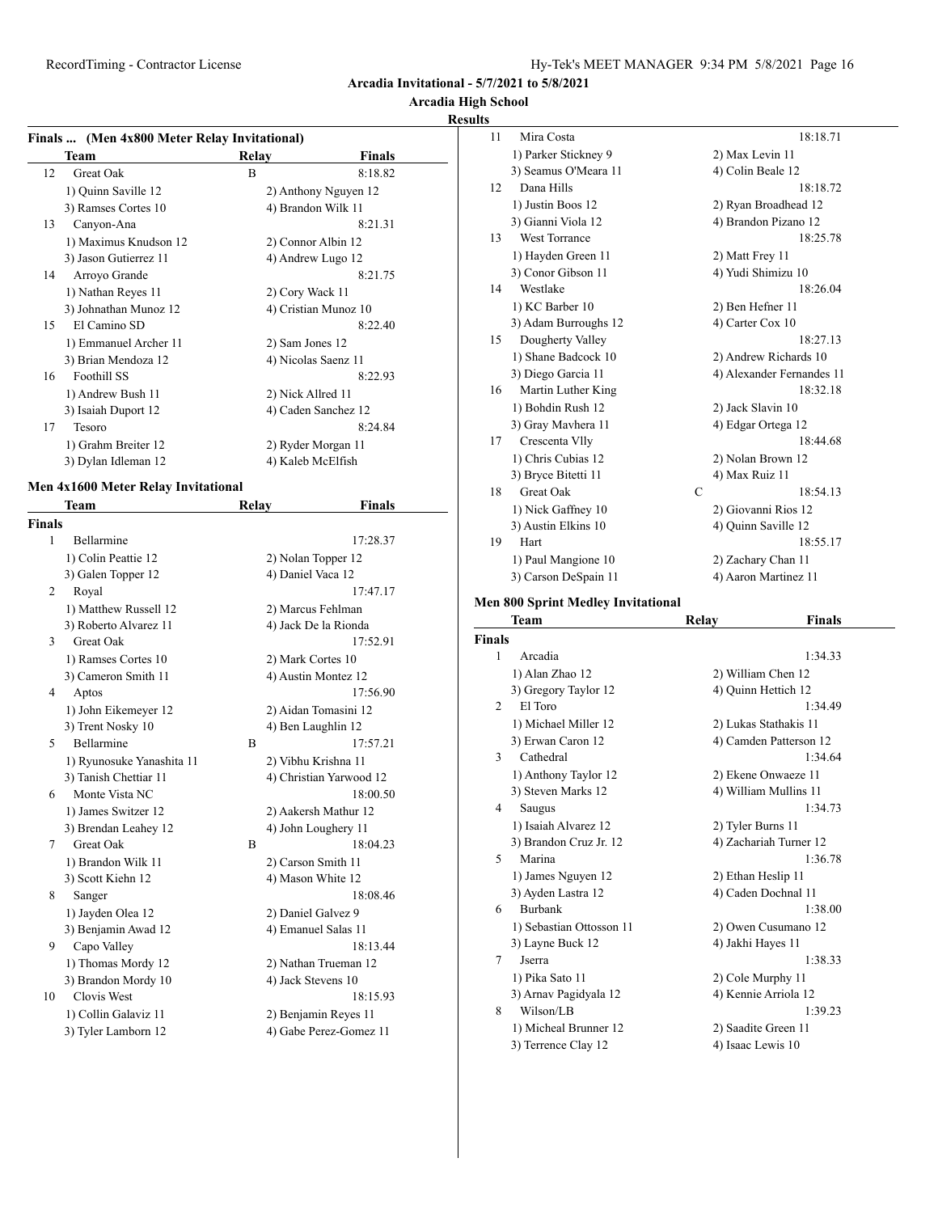**Arcadia Invitational - 5/7/2021 to 5/8/2021**

**Arcadia High School**

**Results**

### Finals ... (Men 4x800 Meter Relay Invitational)

| | Team | Relay | Finals |
|---|---|---|---|
| 12 | Great Oak | B | 8:18.82 |
| | 1) Quinn Saville 12 | 2) Anthony Nguyen 12 | |
| | 3) Ramses Cortes 10 | 4) Brandon Wilk 11 | |
| 13 | Canyon-Ana | | 8:21.31 |
| | 1) Maximus Knudson 12 | 2) Connor Albin 12 | |
| | 3) Jason Gutierrez 11 | 4) Andrew Lugo 12 | |
| 14 | Arroyo Grande | | 8:21.75 |
| | 1) Nathan Reyes 11 | 2) Cory Wack 11 | |
| | 3) Johnathan Munoz 12 | 4) Cristian Munoz 10 | |
| 15 | El Camino SD | | 8:22.40 |
| | 1) Emmanuel Archer 11 | 2) Sam Jones 12 | |
| | 3) Brian Mendoza 12 | 4) Nicolas Saenz 11 | |
| 16 | Foothill SS | | 8:22.93 |
| | 1) Andrew Bush 11 | 2) Nick Allred 11 | |
| | 3) Isaiah Duport 12 | 4) Caden Sanchez 12 | |
| 17 | Tesoro | | 8:24.84 |
| | 1) Grahm Breiter 12 | 2) Ryder Morgan 11 | |
| | 3) Dylan Idleman 12 | 4) Kaleb McElfish | |

### Men 4x1600 Meter Relay Invitational

| | Team | Relay | Finals |
|---|---|---|---|
| **Finals** | | | |
| 1 | Bellarmine | | 17:28.37 |
| | 1) Colin Peattie 12 | 2) Nolan Topper 12 | |
| | 3) Galen Topper 12 | 4) Daniel Vaca 12 | |
| 2 | Royal | | 17:47.17 |
| | 1) Matthew Russell 12 | 2) Marcus Fehlman | |
| | 3) Roberto Alvarez 11 | 4) Jack De la Rionda | |
| 3 | Great Oak | | 17:52.91 |
| | 1) Ramses Cortes 10 | 2) Mark Cortes 10 | |
| | 3) Cameron Smith 11 | 4) Austin Montez 12 | |
| 4 | Aptos | | 17:56.90 |
| | 1) John Eikemeyer 12 | 2) Aidan Tomasini 12 | |
| | 3) Trent Nosky 10 | 4) Ben Laughlin 12 | |
| 5 | Bellarmine | B | 17:57.21 |
| | 1) Ryunosuke Yanashita 11 | 2) Vibhu Krishna 11 | |
| | 3) Tanish Chettiar 11 | 4) Christian Yarwood 12 | |
| 6 | Monte Vista NC | | 18:00.50 |
| | 1) James Switzer 12 | 2) Aakersh Mathur 12 | |
| | 3) Brendan Leahey 12 | 4) John Loughery 11 | |
| 7 | Great Oak | B | 18:04.23 |
| | 1) Brandon Wilk 11 | 2) Carson Smith 11 | |
| | 3) Scott Kiehn 12 | 4) Mason White 12 | |
| 8 | Sanger | | 18:08.46 |
| | 1) Jayden Olea 12 | 2) Daniel Galvez 9 | |
| | 3) Benjamin Awad 12 | 4) Emanuel Salas 11 | |
| 9 | Capo Valley | | 18:13.44 |
| | 1) Thomas Mordy 12 | 2) Nathan Trueman 12 | |
| | 3) Brandon Mordy 10 | 4) Jack Stevens 10 | |
| 10 | Clovis West | | 18:15.93 |
| | 1) Collin Galaviz 11 | 2) Benjamin Reyes 11 | |
| | 3) Tyler Lamborn 12 | 4) Gabe Perez-Gomez 11 | |
| 11 | Mira Costa | | 18:18.71 |
| | 1) Parker Stickney 9 | 2) Max Levin 11 | |
| | 3) Seamus O'Meara 11 | 4) Colin Beale 12 | |
| 12 | Dana Hills | | 18:18.72 |
| | 1) Justin Boos 12 | 2) Ryan Broadhead 12 | |
| | 3) Gianni Viola 12 | 4) Brandon Pizano 12 | |
| 13 | West Torrance | | 18:25.78 |
| | 1) Hayden Green 11 | 2) Matt Frey 11 | |
| | 3) Conor Gibson 11 | 4) Yudi Shimizu 10 | |
| 14 | Westlake | | 18:26.04 |
| | 1) KC Barber 10 | 2) Ben Hefner 11 | |
| | 3) Adam Burroughs 12 | 4) Carter Cox 10 | |
| 15 | Dougherty Valley | | 18:27.13 |
| | 1) Shane Badcock 10 | 2) Andrew Richards 10 | |
| | 3) Diego Garcia 11 | 4) Alexander Fernandes 11 | |
| 16 | Martin Luther King | | 18:32.18 |
| | 1) Bohdin Rush 12 | 2) Jack Slavin 10 | |
| | 3) Gray Mavhera 11 | 4) Edgar Ortega 12 | |
| 17 | Crescenta Vlly | | 18:44.68 |
| | 1) Chris Cubias 12 | 2) Nolan Brown 12 | |
| | 3) Bryce Bitetti 11 | 4) Max Ruiz 11 | |
| 18 | Great Oak | C | 18:54.13 |
| | 1) Nick Gaffney 10 | 2) Giovanni Rios 12 | |
| | 3) Austin Elkins 10 | 4) Quinn Saville 12 | |
| 19 | Hart | | 18:55.17 |
| | 1) Paul Mangione 10 | 2) Zachary Chan 11 | |
| | 3) Carson DeSpain 11 | 4) Aaron Martinez 11 | |

### Men 800 Sprint Medley Invitational

| | Team | Relay | Finals |
|---|---|---|---|
| **Finals** | | | |
| 1 | Arcadia | | 1:34.33 |
| | 1) Alan Zhao 12 | 2) William Chen 12 | |
| | 3) Gregory Taylor 12 | 4) Quinn Hettich 12 | |
| 2 | El Toro | | 1:34.49 |
| | 1) Michael Miller 12 | 2) Lukas Stathakis 11 | |
| | 3) Erwan Caron 12 | 4) Camden Patterson 12 | |
| 3 | Cathedral | | 1:34.64 |
| | 1) Anthony Taylor 12 | 2) Ekene Onwaeze 11 | |
| | 3) Steven Marks 12 | 4) William Mullins 11 | |
| 4 | Saugus | | 1:34.73 |
| | 1) Isaiah Alvarez 12 | 2) Tyler Burns 11 | |
| | 3) Brandon Cruz Jr. 12 | 4) Zachariah Turner 12 | |
| 5 | Marina | | 1:36.78 |
| | 1) James Nguyen 12 | 2) Ethan Heslip 11 | |
| | 3) Ayden Lastra 12 | 4) Caden Dochnal 11 | |
| 6 | Burbank | | 1:38.00 |
| | 1) Sebastian Ottosson 11 | 2) Owen Cusumano 12 | |
| | 3) Layne Buck 12 | 4) Jakhi Hayes 11 | |
| 7 | Jserra | | 1:38.33 |
| | 1) Pika Sato 11 | 2) Cole Murphy 11 | |
| | 3) Arnav Pagidyala 12 | 4) Kennie Arriola 12 | |
| 8 | Wilson/LB | | 1:39.23 |
| | 1) Micheal Brunner 12 | 2) Saadite Green 11 | |
| | 3) Terrence Clay 12 | 4) Isaac Lewis 10 | |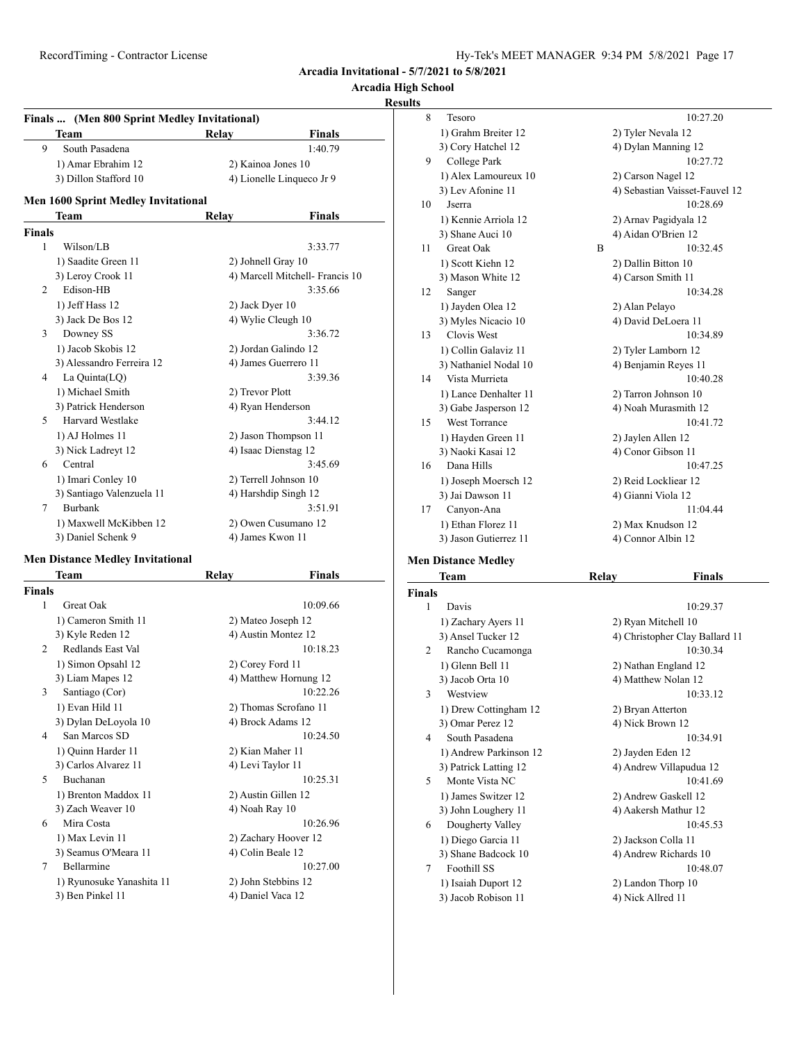**Arcadia Invitational - 5/7/2021 to 5/8/2021**

**Arcadia High School**

**Results**

### Finals ... (Men 800 Sprint Medley Invitational)

| | Team | Relay | Finals |
|---|---|---|---|
| 9 | South Pasadena | | 1:40.79 |
| | 1) Amar Ebrahim 12 | 2) Kainoa Jones 10 | |
| | 3) Dillon Stafford 10 | 4) Lionelle Linqueco Jr 9 | |

### Men 1600 Sprint Medley Invitational

| | Team | Relay | Finals |
|---|---|---|---|
| **Finals** | | | |
| 1 | Wilson/LB | | 3:33.77 |
| | 1) Saadite Green 11 | 2) Johnell Gray 10 | |
| | 3) Leroy Crook 11 | 4) Marcell Mitchell- Francis 10 | |
| 2 | Edison-HB | | 3:35.66 |
| | 1) Jeff Hass 12 | 2) Jack Dyer 10 | |
| | 3) Jack De Bos 12 | 4) Wylie Cleugh 10 | |
| 3 | Downey SS | | 3:36.72 |
| | 1) Jacob Skobis 12 | 2) Jordan Galindo 12 | |
| | 3) Alessandro Ferreira 12 | 4) James Guerrero 11 | |
| 4 | La Quinta(LQ) | | 3:39.36 |
| | 1) Michael Smith | 2) Trevor Plott | |
| | 3) Patrick Henderson | 4) Ryan Henderson | |
| 5 | Harvard Westlake | | 3:44.12 |
| | 1) AJ Holmes 11 | 2) Jason Thompson 11 | |
| | 3) Nick Ladreyt 12 | 4) Isaac Dienstag 12 | |
| 6 | Central | | 3:45.69 |
| | 1) Imari Conley 10 | 2) Terrell Johnson 10 | |
| | 3) Santiago Valenzuela 11 | 4) Harshdip Singh 12 | |
| 7 | Burbank | | 3:51.91 |
| | 1) Maxwell McKibben 12 | 2) Owen Cusumano 12 | |
| | 3) Daniel Schenk 9 | 4) James Kwon 11 | |

### Men Distance Medley Invitational

| | Team | Relay | Finals |
|---|---|---|---|
| **Finals** | | | |
| 1 | Great Oak | | 10:09.66 |
| | 1) Cameron Smith 11 | 2) Mateo Joseph 12 | |
| | 3) Kyle Reden 12 | 4) Austin Montez 12 | |
| 2 | Redlands East Val | | 10:18.23 |
| | 1) Simon Opsahl 12 | 2) Corey Ford 11 | |
| | 3) Liam Mapes 12 | 4) Matthew Hornung 12 | |
| 3 | Santiago (Cor) | | 10:22.26 |
| | 1) Evan Hild 11 | 2) Thomas Scrofano 11 | |
| | 3) Dylan DeLoyola 10 | 4) Brock Adams 12 | |
| 4 | San Marcos SD | | 10:24.50 |
| | 1) Quinn Harder 11 | 2) Kian Maher 11 | |
| | 3) Carlos Alvarez 11 | 4) Levi Taylor 11 | |
| 5 | Buchanan | | 10:25.31 |
| | 1) Brenton Maddox 11 | 2) Austin Gillen 12 | |
| | 3) Zach Weaver 10 | 4) Noah Ray 10 | |
| 6 | Mira Costa | | 10:26.96 |
| | 1) Max Levin 11 | 2) Zachary Hoover 12 | |
| | 3) Seamus O'Meara 11 | 4) Colin Beale 12 | |
| 7 | Bellarmine | | 10:27.00 |
| | 1) Ryunosuke Yanashita 11 | 2) John Stebbins 12 | |
| | 3) Ben Pinkel 11 | 4) Daniel Vaca 12 | |
| 8 | Tesoro | | 10:27.20 |
| | 1) Grahm Breiter 12 | 2) Tyler Nevala 12 | |
| | 3) Cory Hatchel 12 | 4) Dylan Manning 12 | |
| 9 | College Park | | 10:27.72 |
| | 1) Alex Lamoureux 10 | 2) Carson Nagel 12 | |
| | 3) Lev Afonine 11 | 4) Sebastian Vaisset-Fauvel 12 | |
| 10 | Jserra | | 10:28.69 |
| | 1) Kennie Arriola 12 | 2) Arnav Pagidyala 12 | |
| | 3) Shane Auci 10 | 4) Aidan O'Brien 12 | |
| 11 | Great Oak | B | 10:32.45 |
| | 1) Scott Kiehn 12 | 2) Dallin Bitton 10 | |
| | 3) Mason White 12 | 4) Carson Smith 11 | |
| 12 | Sanger | | 10:34.28 |
| | 1) Jayden Olea 12 | 2) Alan Pelayo | |
| | 3) Myles Nicacio 10 | 4) David DeLoera 11 | |
| 13 | Clovis West | | 10:34.89 |
| | 1) Collin Galaviz 11 | 2) Tyler Lamborn 12 | |
| | 3) Nathaniel Nodal 10 | 4) Benjamin Reyes 11 | |
| 14 | Vista Murrieta | | 10:40.28 |
| | 1) Lance Denhalter 11 | 2) Tarron Johnson 10 | |
| | 3) Gabe Jasperson 12 | 4) Noah Murasmith 12 | |
| 15 | West Torrance | | 10:41.72 |
| | 1) Hayden Green 11 | 2) Jaylen Allen 12 | |
| | 3) Naoki Kasai 12 | 4) Conor Gibson 11 | |
| 16 | Dana Hills | | 10:47.25 |
| | 1) Joseph Moersch 12 | 2) Reid Lockliear 12 | |
| | 3) Jai Dawson 11 | 4) Gianni Viola 12 | |
| 17 | Canyon-Ana | | 11:04.44 |
| | 1) Ethan Florez 11 | 2) Max Knudson 12 | |
| | 3) Jason Gutierrez 11 | 4) Connor Albin 12 | |

### Men Distance Medley

| | Team | Relay | Finals |
|---|---|---|---|
| **Finals** | | | |
| 1 | Davis | | 10:29.37 |
| | 1) Zachary Ayers 11 | 2) Ryan Mitchell 10 | |
| | 3) Ansel Tucker 12 | 4) Christopher Clay Ballard 11 | |
| 2 | Rancho Cucamonga | | 10:30.34 |
| | 1) Glenn Bell 11 | 2) Nathan England 12 | |
| | 3) Jacob Orta 10 | 4) Matthew Nolan 12 | |
| 3 | Westview | | 10:33.12 |
| | 1) Drew Cottingham 12 | 2) Bryan Atterton | |
| | 3) Omar Perez 12 | 4) Nick Brown 12 | |
| 4 | South Pasadena | | 10:34.91 |
| | 1) Andrew Parkinson 12 | 2) Jayden Eden 12 | |
| | 3) Patrick Latting 12 | 4) Andrew Villapudua 12 | |
| 5 | Monte Vista NC | | 10:41.69 |
| | 1) James Switzer 12 | 2) Andrew Gaskell 12 | |
| | 3) John Loughery 11 | 4) Aakersh Mathur 12 | |
| 6 | Dougherty Valley | | 10:45.53 |
| | 1) Diego Garcia 11 | 2) Jackson Colla 11 | |
| | 3) Shane Badcock 10 | 4) Andrew Richards 10 | |
| 7 | Foothill SS | | 10:48.07 |
| | 1) Isaiah Duport 12 | 2) Landon Thorp 10 | |
| | 3) Jacob Robison 11 | 4) Nick Allred 11 | |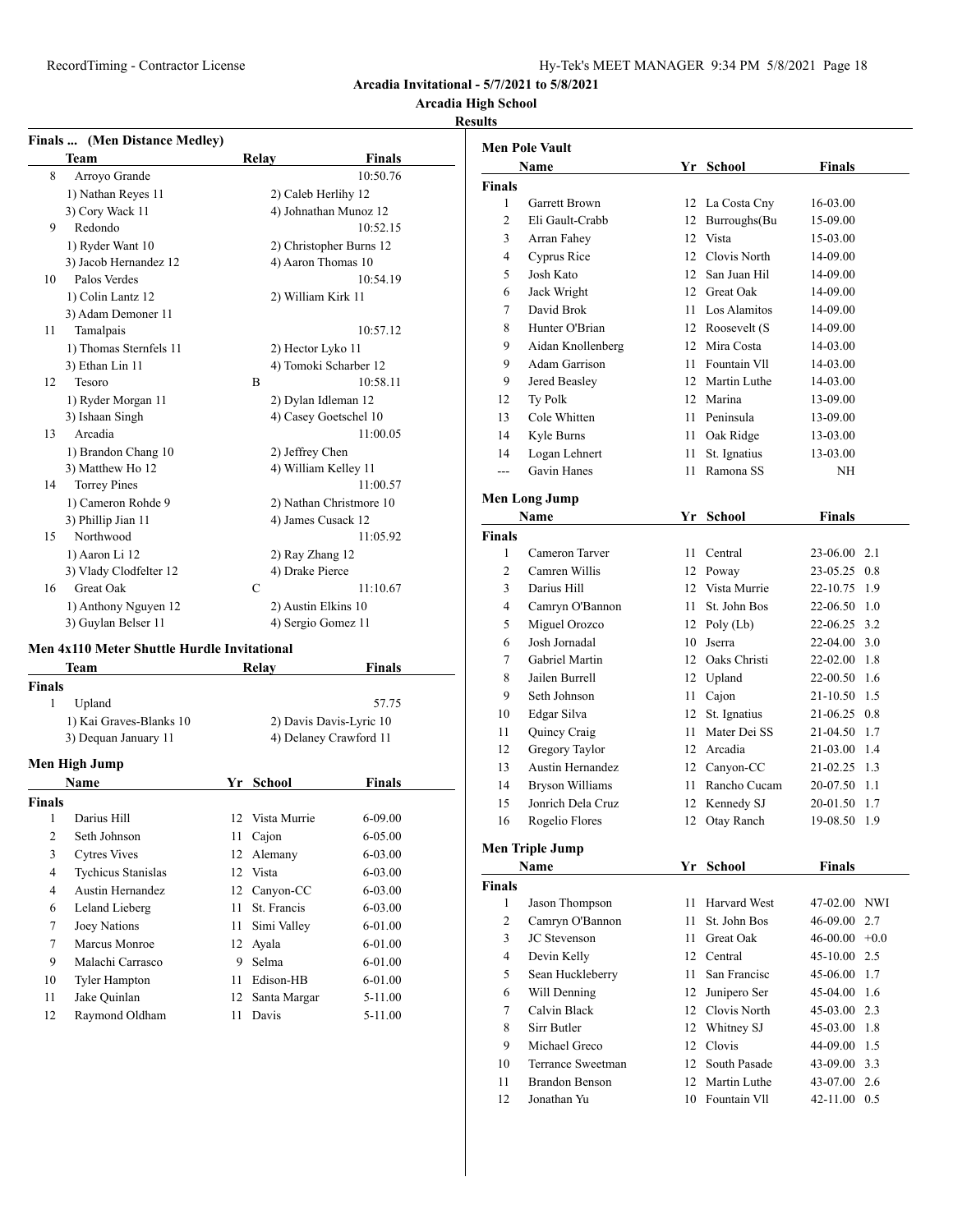Arcadia Invitational - 5/7/2021 to 5/8/2021

Arcadia High School

Results

## Finals ... (Men Distance Medley)

| | Team | Relay | Finals |
|---|---|---|---|
| 8 | Arroyo Grande | | 10:50.76 |
| | 1) Nathan Reyes 11 | 2) Caleb Herlihy 12 | |
| | 3) Cory Wack 11 | 4) Johnathan Munoz 12 | |
| 9 | Redondo | | 10:52.15 |
| | 1) Ryder Want 10 | 2) Christopher Burns 12 | |
| | 3) Jacob Hernandez 12 | 4) Aaron Thomas 10 | |
| 10 | Palos Verdes | | 10:54.19 |
| | 1) Colin Lantz 12 | 2) William Kirk 11 | |
| | 3) Adam Demoner 11 | | |
| 11 | Tamalpais | | 10:57.12 |
| | 1) Thomas Sternfels 11 | 2) Hector Lyko 11 | |
| | 3) Ethan Lin 11 | 4) Tomoki Scharber 12 | |
| 12 | Tesoro | B | 10:58.11 |
| | 1) Ryder Morgan 11 | 2) Dylan Idleman 12 | |
| | 3) Ishaan Singh | 4) Casey Goetschel 10 | |
| 13 | Arcadia | | 11:00.05 |
| | 1) Brandon Chang 10 | 2) Jeffrey Chen | |
| | 3) Matthew Ho 12 | 4) William Kelley 11 | |
| 14 | Torrey Pines | | 11:00.57 |
| | 1) Cameron Rohde 9 | 2) Nathan Christmore 10 | |
| | 3) Phillip Jian 11 | 4) James Cusack 12 | |
| 15 | Northwood | | 11:05.92 |
| | 1) Aaron Li 12 | 2) Ray Zhang 12 | |
| | 3) Vlady Clodfelter 12 | 4) Drake Pierce | |
| 16 | Great Oak | C | 11:10.67 |
| | 1) Anthony Nguyen 12 | 2) Austin Elkins 10 | |
| | 3) Guylan Belser 11 | 4) Sergio Gomez 11 | |

## Men 4x110 Meter Shuttle Hurdle Invitational

| | Team | Relay | Finals |
|---|---|---|---|
| **Finals** | | | |
| 1 | Upland | | 57.75 |
| | 1) Kai Graves-Blanks 10 | 2) Davis Davis-Lyric 10 | |
| | 3) Dequan January 11 | 4) Delaney Crawford 11 | |

## Men High Jump

| | Name | Yr | School | Finals |
|---|---|---|---|---|
| **Finals** | | | | |
| 1 | Darius Hill | 12 | Vista Murrie | 6-09.00 |
| 2 | Seth Johnson | 11 | Cajon | 6-05.00 |
| 3 | Cytres Vives | 12 | Alemany | 6-03.00 |
| 4 | Tychicus Stanislas | 12 | Vista | 6-03.00 |
| 4 | Austin Hernandez | 12 | Canyon-CC | 6-03.00 |
| 6 | Leland Lieberg | 11 | St. Francis | 6-03.00 |
| 7 | Joey Nations | 11 | Simi Valley | 6-01.00 |
| 7 | Marcus Monroe | 12 | Ayala | 6-01.00 |
| 9 | Malachi Carrasco | 9 | Selma | 6-01.00 |
| 10 | Tyler Hampton | 11 | Edison-HB | 6-01.00 |
| 11 | Jake Quinlan | 12 | Santa Margar | 5-11.00 |
| 12 | Raymond Oldham | 11 | Davis | 5-11.00 |

## Men Pole Vault

| | Name | Yr | School | Finals |
|---|---|---|---|---|
| **Finals** | | | | |
| 1 | Garrett Brown | 12 | La Costa Cny | 16-03.00 |
| 2 | Eli Gault-Crabb | 12 | Burroughs(Bu | 15-09.00 |
| 3 | Arran Fahey | 12 | Vista | 15-03.00 |
| 4 | Cyprus Rice | 12 | Clovis North | 14-09.00 |
| 5 | Josh Kato | 12 | San Juan Hil | 14-09.00 |
| 6 | Jack Wright | 12 | Great Oak | 14-09.00 |
| 7 | David Brok | 11 | Los Alamitos | 14-09.00 |
| 8 | Hunter O'Brian | 12 | Roosevelt (S | 14-09.00 |
| 9 | Aidan Knollenberg | 12 | Mira Costa | 14-03.00 |
| 9 | Adam Garrison | 11 | Fountain Vll | 14-03.00 |
| 9 | Jered Beasley | 12 | Martin Luthe | 14-03.00 |
| 12 | Ty Polk | 12 | Marina | 13-09.00 |
| 13 | Cole Whitten | 11 | Peninsula | 13-09.00 |
| 14 | Kyle Burns | 11 | Oak Ridge | 13-03.00 |
| 14 | Logan Lehnert | 11 | St. Ignatius | 13-03.00 |
| --- | Gavin Hanes | 11 | Ramona SS | NH |

## Men Long Jump

| | Name | Yr | School | Finals | |
|---|---|---|---|---|---|
| **Finals** | | | | | |
| 1 | Cameron Tarver | 11 | Central | 23-06.00 | 2.1 |
| 2 | Camren Willis | 12 | Poway | 23-05.25 | 0.8 |
| 3 | Darius Hill | 12 | Vista Murrie | 22-10.75 | 1.9 |
| 4 | Camryn O'Bannon | 11 | St. John Bos | 22-06.50 | 1.0 |
| 5 | Miguel Orozco | 12 | Poly (Lb) | 22-06.25 | 3.2 |
| 6 | Josh Jornadal | 10 | Jserra | 22-04.00 | 3.0 |
| 7 | Gabriel Martin | 12 | Oaks Christi | 22-02.00 | 1.8 |
| 8 | Jailen Burrell | 12 | Upland | 22-00.50 | 1.6 |
| 9 | Seth Johnson | 11 | Cajon | 21-10.50 | 1.5 |
| 10 | Edgar Silva | 12 | St. Ignatius | 21-06.25 | 0.8 |
| 11 | Quincy Craig | 11 | Mater Dei SS | 21-04.50 | 1.7 |
| 12 | Gregory Taylor | 12 | Arcadia | 21-03.00 | 1.4 |
| 13 | Austin Hernandez | 12 | Canyon-CC | 21-02.25 | 1.3 |
| 14 | Bryson Williams | 11 | Rancho Cucam | 20-07.50 | 1.1 |
| 15 | Jonrich Dela Cruz | 12 | Kennedy SJ | 20-01.50 | 1.7 |
| 16 | Rogelio Flores | 12 | Otay Ranch | 19-08.50 | 1.9 |

## Men Triple Jump

| | Name | Yr | School | Finals | |
|---|---|---|---|---|---|
| **Finals** | | | | | |
| 1 | Jason Thompson | 11 | Harvard West | 47-02.00 | NWI |
| 2 | Camryn O'Bannon | 11 | St. John Bos | 46-09.00 | 2.7 |
| 3 | JC Stevenson | 11 | Great Oak | 46-00.00 | +0.0 |
| 4 | Devin Kelly | 12 | Central | 45-10.00 | 2.5 |
| 5 | Sean Huckleberry | 11 | San Francisc | 45-06.00 | 1.7 |
| 6 | Will Denning | 12 | Junipero Ser | 45-04.00 | 1.6 |
| 7 | Calvin Black | 12 | Clovis North | 45-03.00 | 2.3 |
| 8 | Sirr Butler | 12 | Whitney SJ | 45-03.00 | 1.8 |
| 9 | Michael Greco | 12 | Clovis | 44-09.00 | 1.5 |
| 10 | Terrance Sweetman | 12 | South Pasade | 43-09.00 | 3.3 |
| 11 | Brandon Benson | 12 | Martin Luthe | 43-07.00 | 2.6 |
| 12 | Jonathan Yu | 10 | Fountain Vll | 42-11.00 | 0.5 |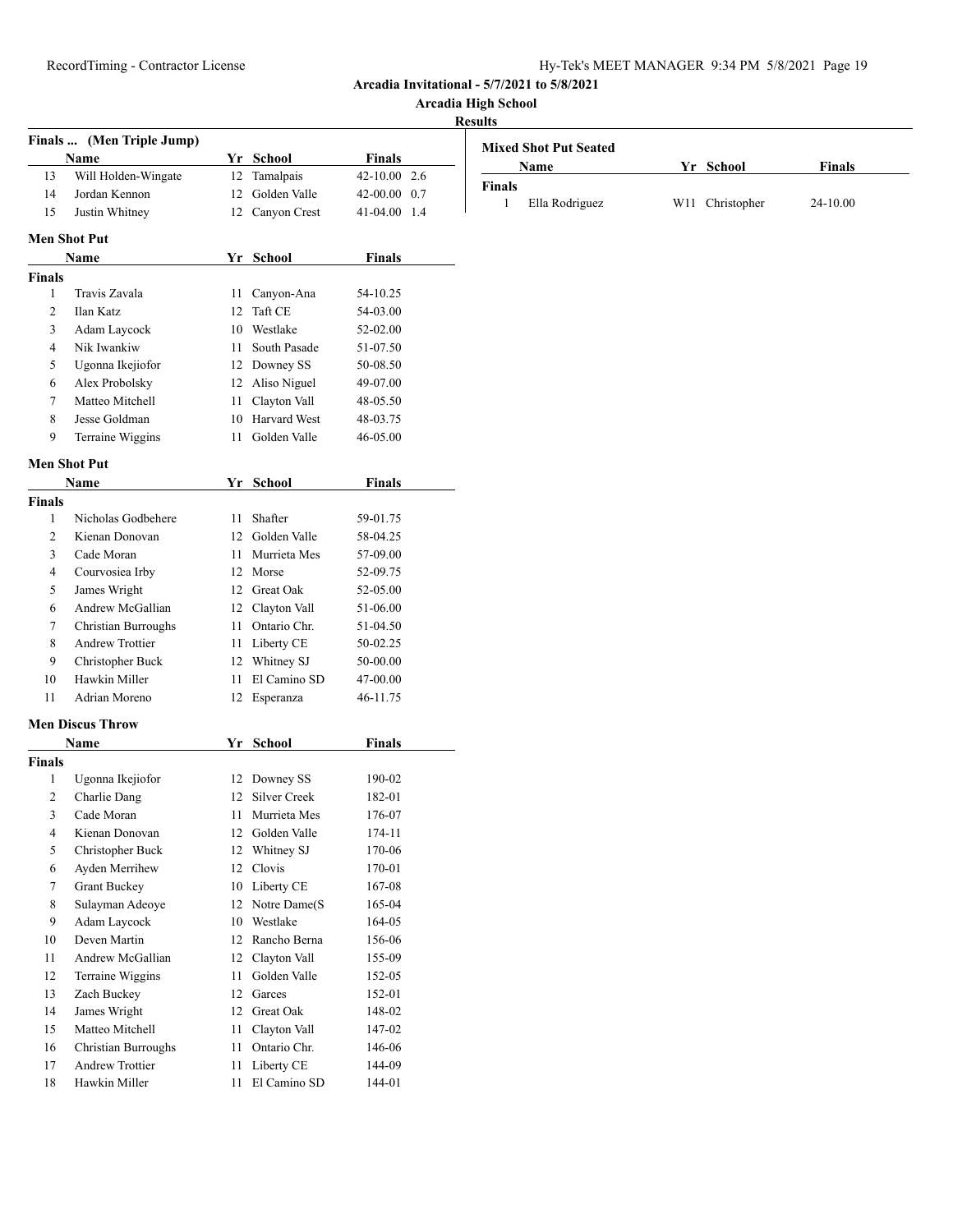Arcadia Invitational - 5/7/2021 to 5/8/2021

Arcadia High School

Results

### Finals ... (Men Triple Jump)

| | Name | Yr | School | Finals | |
|---|---|---|---|---|---|
| 13 | Will Holden-Wingate | 12 | Tamalpais | 42-10.00 | 2.6 |
| 14 | Jordan Kennon | 12 | Golden Valle | 42-00.00 | 0.7 |
| 15 | Justin Whitney | 12 | Canyon Crest | 41-04.00 | 1.4 |

### Men Shot Put

**Finals**

| | Name | Yr | School | Finals |
|---|---|---|---|---|
| 1 | Travis Zavala | 11 | Canyon-Ana | 54-10.25 |
| 2 | Ilan Katz | 12 | Taft CE | 54-03.00 |
| 3 | Adam Laycock | 10 | Westlake | 52-02.00 |
| 4 | Nik Iwankiw | 11 | South Pasade | 51-07.50 |
| 5 | Ugonna Ikejiofor | 12 | Downey SS | 50-08.50 |
| 6 | Alex Probolsky | 12 | Aliso Niguel | 49-07.00 |
| 7 | Matteo Mitchell | 11 | Clayton Vall | 48-05.50 |
| 8 | Jesse Goldman | 10 | Harvard West | 48-03.75 |
| 9 | Terraine Wiggins | 11 | Golden Valle | 46-05.00 |

### Men Shot Put

**Finals**

| | Name | Yr | School | Finals |
|---|---|---|---|---|
| 1 | Nicholas Godbehere | 11 | Shafter | 59-01.75 |
| 2 | Kienan Donovan | 12 | Golden Valle | 58-04.25 |
| 3 | Cade Moran | 11 | Murrieta Mes | 57-09.00 |
| 4 | Courvosiea Irby | 12 | Morse | 52-09.75 |
| 5 | James Wright | 12 | Great Oak | 52-05.00 |
| 6 | Andrew McGallian | 12 | Clayton Vall | 51-06.00 |
| 7 | Christian Burroughs | 11 | Ontario Chr. | 51-04.50 |
| 8 | Andrew Trottier | 11 | Liberty CE | 50-02.25 |
| 9 | Christopher Buck | 12 | Whitney SJ | 50-00.00 |
| 10 | Hawkin Miller | 11 | El Camino SD | 47-00.00 |
| 11 | Adrian Moreno | 12 | Esperanza | 46-11.75 |

### Men Discus Throw

**Finals**

| | Name | Yr | School | Finals |
|---|---|---|---|---|
| 1 | Ugonna Ikejiofor | 12 | Downey SS | 190-02 |
| 2 | Charlie Dang | 12 | Silver Creek | 182-01 |
| 3 | Cade Moran | 11 | Murrieta Mes | 176-07 |
| 4 | Kienan Donovan | 12 | Golden Valle | 174-11 |
| 5 | Christopher Buck | 12 | Whitney SJ | 170-06 |
| 6 | Ayden Merrihew | 12 | Clovis | 170-01 |
| 7 | Grant Buckey | 10 | Liberty CE | 167-08 |
| 8 | Sulayman Adeoye | 12 | Notre Dame(S | 165-04 |
| 9 | Adam Laycock | 10 | Westlake | 164-05 |
| 10 | Deven Martin | 12 | Rancho Berna | 156-06 |
| 11 | Andrew McGallian | 12 | Clayton Vall | 155-09 |
| 12 | Terraine Wiggins | 11 | Golden Valle | 152-05 |
| 13 | Zach Buckey | 12 | Garces | 152-01 |
| 14 | James Wright | 12 | Great Oak | 148-02 |
| 15 | Matteo Mitchell | 11 | Clayton Vall | 147-02 |
| 16 | Christian Burroughs | 11 | Ontario Chr. | 146-06 |
| 17 | Andrew Trottier | 11 | Liberty CE | 144-09 |
| 18 | Hawkin Miller | 11 | El Camino SD | 144-01 |

### Mixed Shot Put Seated

**Finals**

| | Name | Yr | School | Finals |
|---|---|---|---|---|
| 1 | Ella Rodriguez | W11 | Christopher | 24-10.00 |